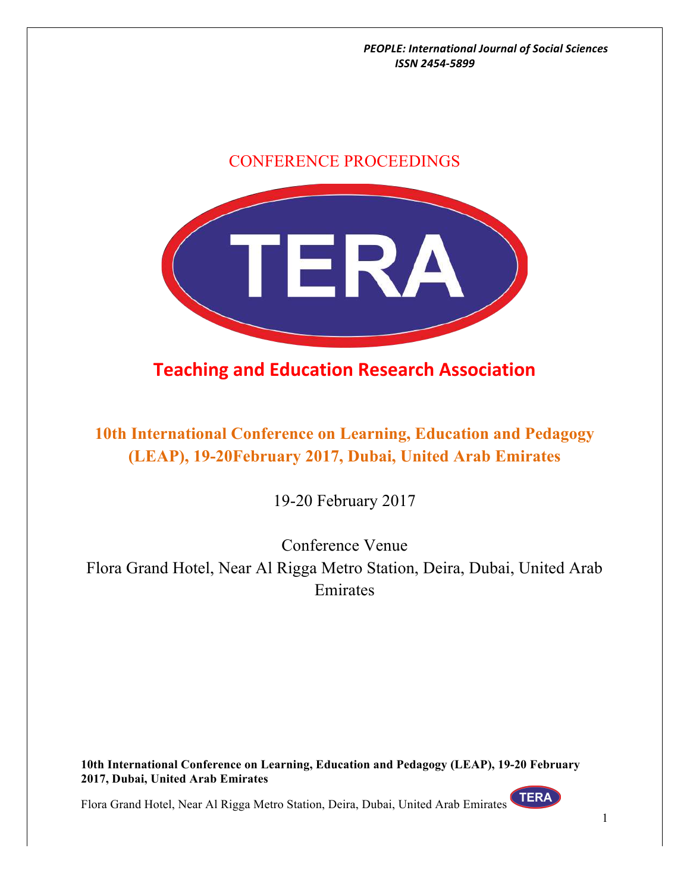CONFERENCE PROCEEDINGS

TERA

# Teaching and Education Research Association

## 10th International Conference on Learning, Education and Pedagogy (LEAP), 19-20February 2017, Dubai, United Arab Emirates

19-20 February 2017

Conference Venue

Flora Grand Hotel, Near Al Rigga Metro Station, Deira, Dubai, United Arab Emirates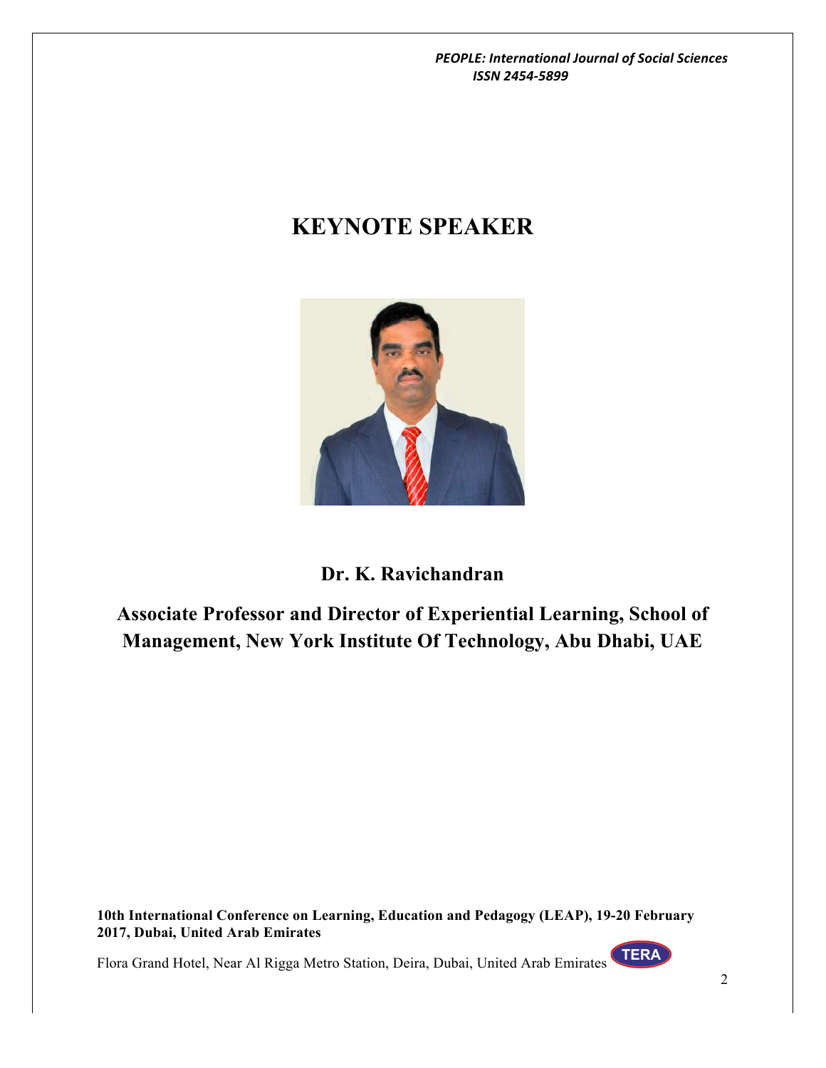# KEYNOTE SPEAKER

**Dr. K. Ravichandran**

**Associate Professor and Director of Experiential Learning, School of Management, New York Institute Of Technology, Abu Dhabi, UAE**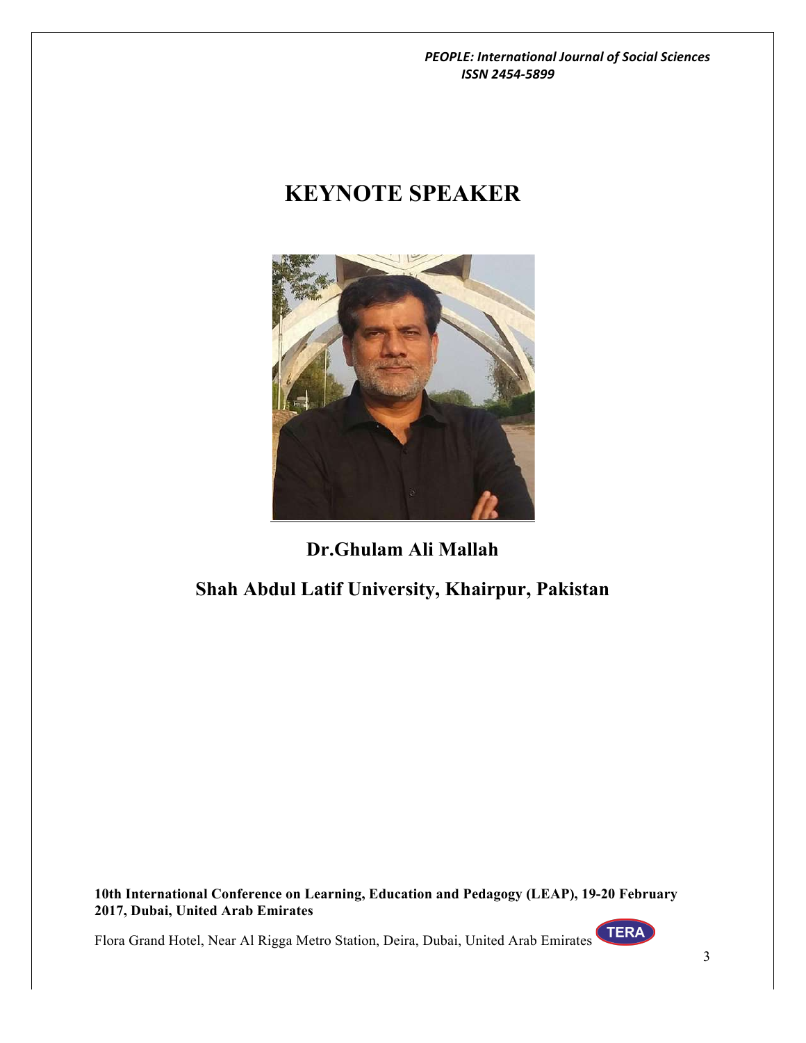# KEYNOTE SPEAKER

**Dr.Ghulam Ali Mallah**

**Shah Abdul Latif University, Khairpur, Pakistan**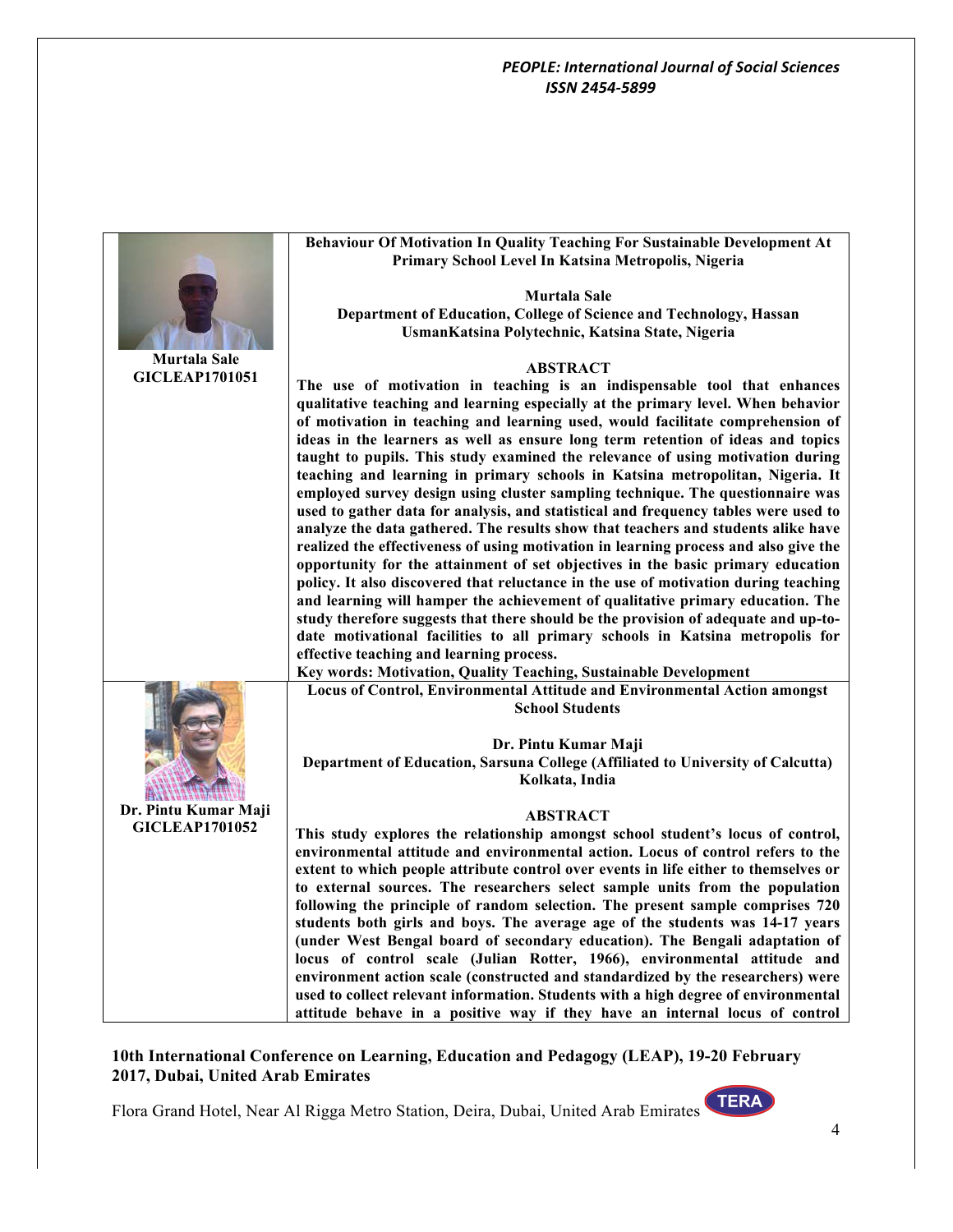**Murtala Sale**
**GICLEAP1701051**

### Behaviour Of Motivation In Quality Teaching For Sustainable Development At Primary School Level In Katsina Metropolis, Nigeria

**Murtala Sale**
**Department of Education, College of Science and Technology, Hassan UsmanKatsina Polytechnic, Katsina State, Nigeria**

**ABSTRACT**

**The use of motivation in teaching is an indispensable tool that enhances qualitative teaching and learning especially at the primary level. When behavior of motivation in teaching and learning used, would facilitate comprehension of ideas in the learners as well as ensure long term retention of ideas and topics taught to pupils. This study examined the relevance of using motivation during teaching and learning in primary schools in Katsina metropolitan, Nigeria. It employed survey design using cluster sampling technique. The questionnaire was used to gather data for analysis, and statistical and frequency tables were used to analyze the data gathered. The results show that teachers and students alike have realized the effectiveness of using motivation in learning process and also give the opportunity for the attainment of set objectives in the basic primary education policy. It also discovered that reluctance in the use of motivation during teaching and learning will hamper the achievement of qualitative primary education. The study therefore suggests that there should be the provision of adequate and up-to-date motivational facilities to all primary schools in Katsina metropolis for effective teaching and learning process.**

**Key words: Motivation, Quality Teaching, Sustainable Development**

**Dr. Pintu Kumar Maji**
**GICLEAP1701052**

### Locus of Control, Environmental Attitude and Environmental Action amongst School Students

**Dr. Pintu Kumar Maji**
**Department of Education, Sarsuna College (Affiliated to University of Calcutta) Kolkata, India**

**ABSTRACT**

**This study explores the relationship amongst school student's locus of control, environmental attitude and environmental action. Locus of control refers to the extent to which people attribute control over events in life either to themselves or to external sources. The researchers select sample units from the population following the principle of random selection. The present sample comprises 720 students both girls and boys. The average age of the students was 14-17 years (under West Bengal board of secondary education). The Bengali adaptation of locus of control scale (Julian Rotter, 1966), environmental attitude and environment action scale (constructed and standardized by the researchers) were used to collect relevant information. Students with a high degree of environmental attitude behave in a positive way if they have an internal locus of control**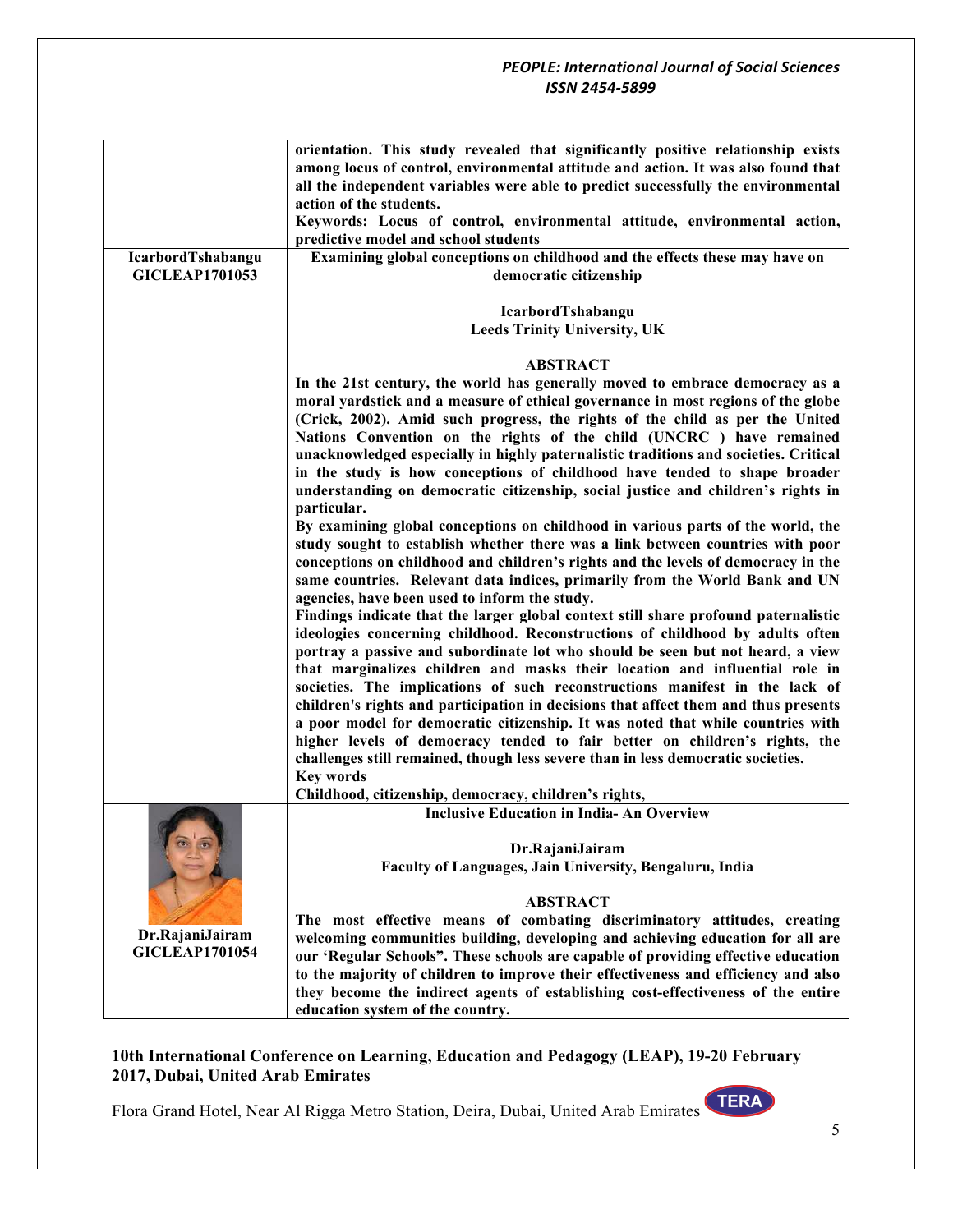| | |
|---|---|
| | **orientation. This study revealed that significantly positive relationship exists among locus of control, environmental attitude and action. It was also found that all the independent variables were able to predict successfully the environmental action of the students.** <br> **Keywords: Locus of control, environmental attitude, environmental action, predictive model and school students** |
| **IcarbordTshabangu** <br> **GICLEAP1701053** | **Examining global conceptions on childhood and the effects these may have on democratic citizenship** <br><br> **IcarbordTshabangu** <br> **Leeds Trinity University, UK** <br><br> **ABSTRACT** <br> **In the 21st century, the world has generally moved to embrace democracy as a moral yardstick and a measure of ethical governance in most regions of the globe (Crick, 2002). Amid such progress, the rights of the child as per the United Nations Convention on the rights of the child (UNCRC ) have remained unacknowledged especially in highly paternalistic traditions and societies. Critical in the study is how conceptions of childhood have tended to shape broader understanding on democratic citizenship, social justice and children's rights in particular.** <br> **By examining global conceptions on childhood in various parts of the world, the study sought to establish whether there was a link between countries with poor conceptions on childhood and children's rights and the levels of democracy in the same countries. Relevant data indices, primarily from the World Bank and UN agencies, have been used to inform the study.** <br> **Findings indicate that the larger global context still share profound paternalistic ideologies concerning childhood. Reconstructions of childhood by adults often portray a passive and subordinate lot who should be seen but not heard, a view that marginalizes children and masks their location and influential role in societies. The implications of such reconstructions manifest in the lack of children's rights and participation in decisions that affect them and thus presents a poor model for democratic citizenship. It was noted that while countries with higher levels of democracy tended to fair better on children's rights, the challenges still remained, though less severe than in less democratic societies.** <br> **Key words** <br> **Childhood, citizenship, democracy, children's rights,** |
| **Dr.RajaniJairam** <br> **GICLEAP1701054** | **Inclusive Education in India- An Overview** <br><br> **Dr.RajaniJairam** <br> **Faculty of Languages, Jain University, Bengaluru, India** <br><br> **ABSTRACT** <br> **The most effective means of combating discriminatory attitudes, creating welcoming communities building, developing and achieving education for all are our 'Regular Schools". These schools are capable of providing effective education to the majority of children to improve their effectiveness and efficiency and also they become the indirect agents of establishing cost-effectiveness of the entire education system of the country.** |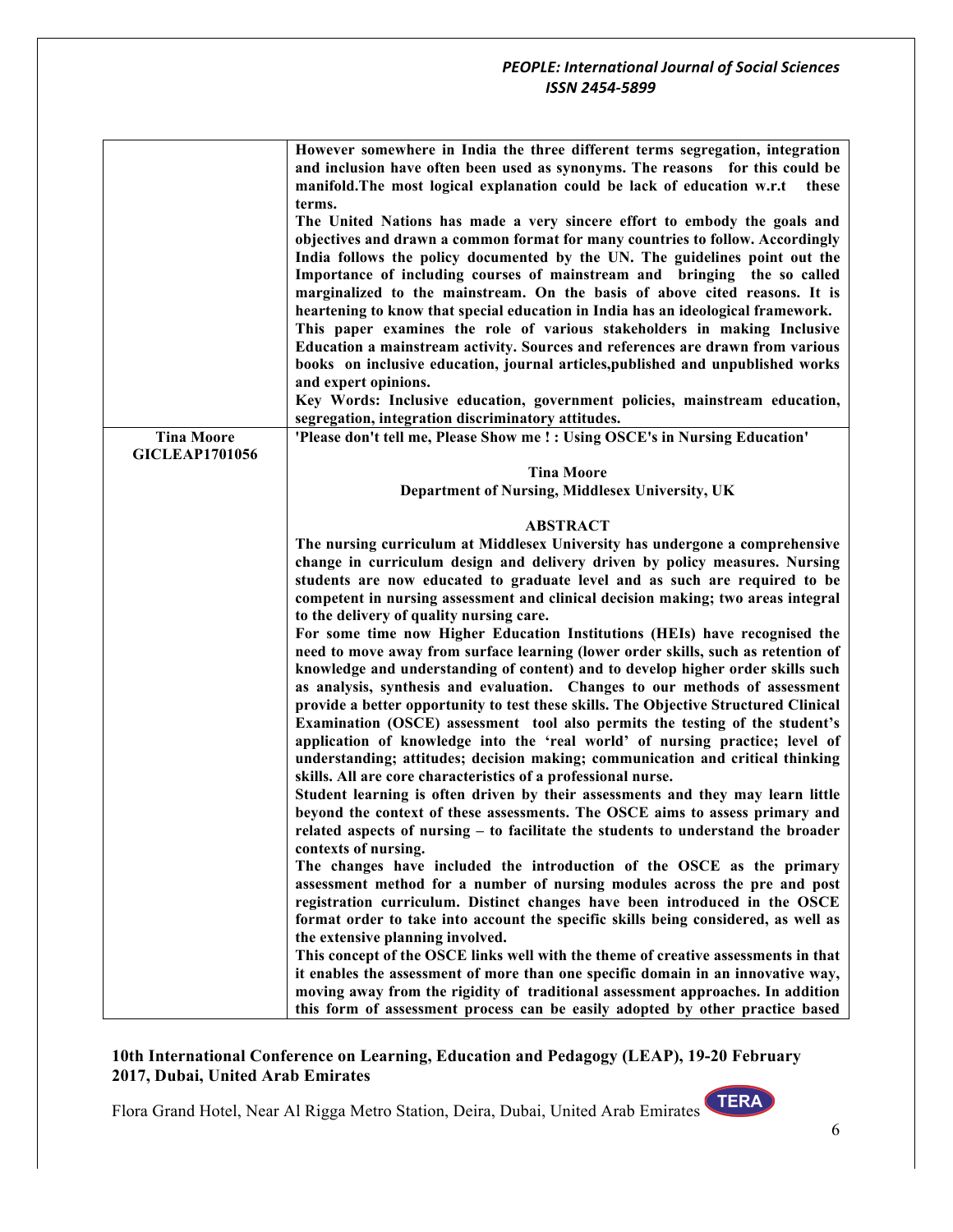| | |
|---|---|
| | **However somewhere in India the three different terms segregation, integration and inclusion have often been used as synonyms. The reasons for this could be manifold.The most logical explanation could be lack of education w.r.t these terms.**<br>**The United Nations has made a very sincere effort to embody the goals and objectives and drawn a common format for many countries to follow. Accordingly India follows the policy documented by the UN. The guidelines point out the Importance of including courses of mainstream and bringing the so called marginalized to the mainstream. On the basis of above cited reasons. It is heartening to know that special education in India has an ideological framework.**<br>**This paper examines the role of various stakeholders in making Inclusive Education a mainstream activity. Sources and references are drawn from various books on inclusive education, journal articles,published and unpublished works and expert opinions.**<br>**Key Words: Inclusive education, government policies, mainstream education, segregation, integration discriminatory attitudes.** |
| **Tina Moore**<br>**GICLEAP1701056** | **'Please don't tell me, Please Show me ! : Using OSCE's in Nursing Education'**<br><br>**Tina Moore**<br>**Department of Nursing, Middlesex University, UK**<br><br>**ABSTRACT**<br>**The nursing curriculum at Middlesex University has undergone a comprehensive change in curriculum design and delivery driven by policy measures. Nursing students are now educated to graduate level and as such are required to be competent in nursing assessment and clinical decision making; two areas integral to the delivery of quality nursing care.**<br>**For some time now Higher Education Institutions (HEIs) have recognised the need to move away from surface learning (lower order skills, such as retention of knowledge and understanding of content) and to develop higher order skills such as analysis, synthesis and evaluation. Changes to our methods of assessment provide a better opportunity to test these skills. The Objective Structured Clinical Examination (OSCE) assessment tool also permits the testing of the student's application of knowledge into the 'real world' of nursing practice; level of understanding; attitudes; decision making; communication and critical thinking skills. All are core characteristics of a professional nurse.**<br>**Student learning is often driven by their assessments and they may learn little beyond the context of these assessments. The OSCE aims to assess primary and related aspects of nursing – to facilitate the students to understand the broader contexts of nursing.**<br>**The changes have included the introduction of the OSCE as the primary assessment method for a number of nursing modules across the pre and post registration curriculum. Distinct changes have been introduced in the OSCE format order to take into account the specific skills being considered, as well as the extensive planning involved.**<br>**This concept of the OSCE links well with the theme of creative assessments in that it enables the assessment of more than one specific domain in an innovative way, moving away from the rigidity of traditional assessment approaches. In addition this form of assessment process can be easily adopted by other practice based** |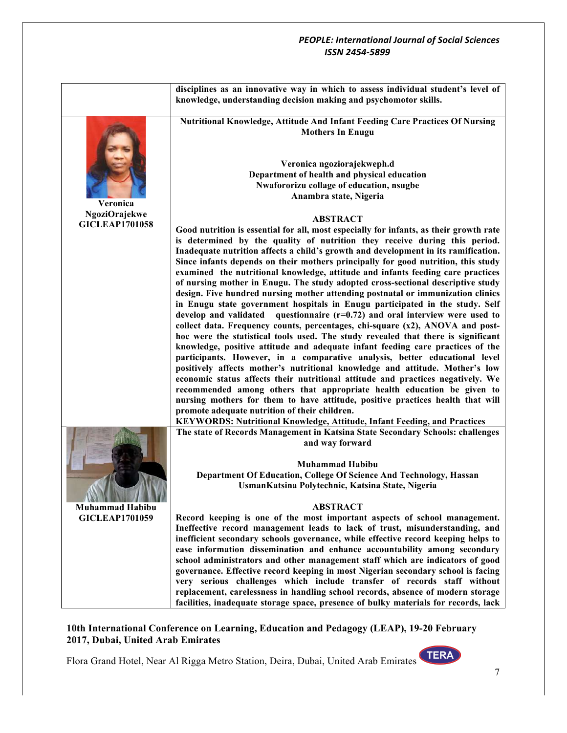disciplines as an innovative way in which to assess individual student's level of knowledge, understanding decision making and psychomotor skills.

**Veronica NgoziOrajekwe**
**GICLEAP1701058**

### Nutritional Knowledge, Attitude And Infant Feeding Care Practices Of Nursing Mothers In Enugu

**Veronica ngoziorajekweph.d**
**Department of health and physical education**
**Nwafororizu collage of education, nsugbe**
**Anambra state, Nigeria**

**ABSTRACT**

**Good nutrition is essential for all, most especially for infants, as their growth rate is determined by the quality of nutrition they receive during this period. Inadequate nutrition affects a child's growth and development in its ramification. Since infants depends on their mothers principally for good nutrition, this study examined the nutritional knowledge, attitude and infants feeding care practices of nursing mother in Enugu. The study adopted cross-sectional descriptive study design. Five hundred nursing mother attending postnatal or immunization clinics in Enugu state government hospitals in Enugu participated in the study. Self develop and validated questionnaire (r=0.72) and oral interview were used to collect data. Frequency counts, percentages, chi-square (x2), ANOVA and post-hoc were the statistical tools used. The study revealed that there is significant knowledge, positive attitude and adequate infant feeding care practices of the participants. However, in a comparative analysis, better educational level positively affects mother's nutritional knowledge and attitude. Mother's low economic status affects their nutritional attitude and practices negatively. We recommended among others that appropriate health education be given to nursing mothers for them to have attitude, positive practices health that will promote adequate nutrition of their children.**

**KEYWORDS: Nutritional Knowledge, Attitude, Infant Feeding, and Practices**

**Muhammad Habibu**
**GICLEAP1701059**

### The state of Records Management in Katsina State Secondary Schools: challenges and way forward

**Muhammad Habibu**
**Department Of Education, College Of Science And Technology, Hassan UsmanKatsina Polytechnic, Katsina State, Nigeria**

**ABSTRACT**

**Record keeping is one of the most important aspects of school management. Ineffective record management leads to lack of trust, misunderstanding, and inefficient secondary schools governance, while effective record keeping helps to ease information dissemination and enhance accountability among secondary school administrators and other management staff which are indicators of good governance. Effective record keeping in most Nigerian secondary school is facing very serious challenges which include transfer of records staff without replacement, carelessness in handling school records, absence of modern storage facilities, inadequate storage space, presence of bulky materials for records, lack**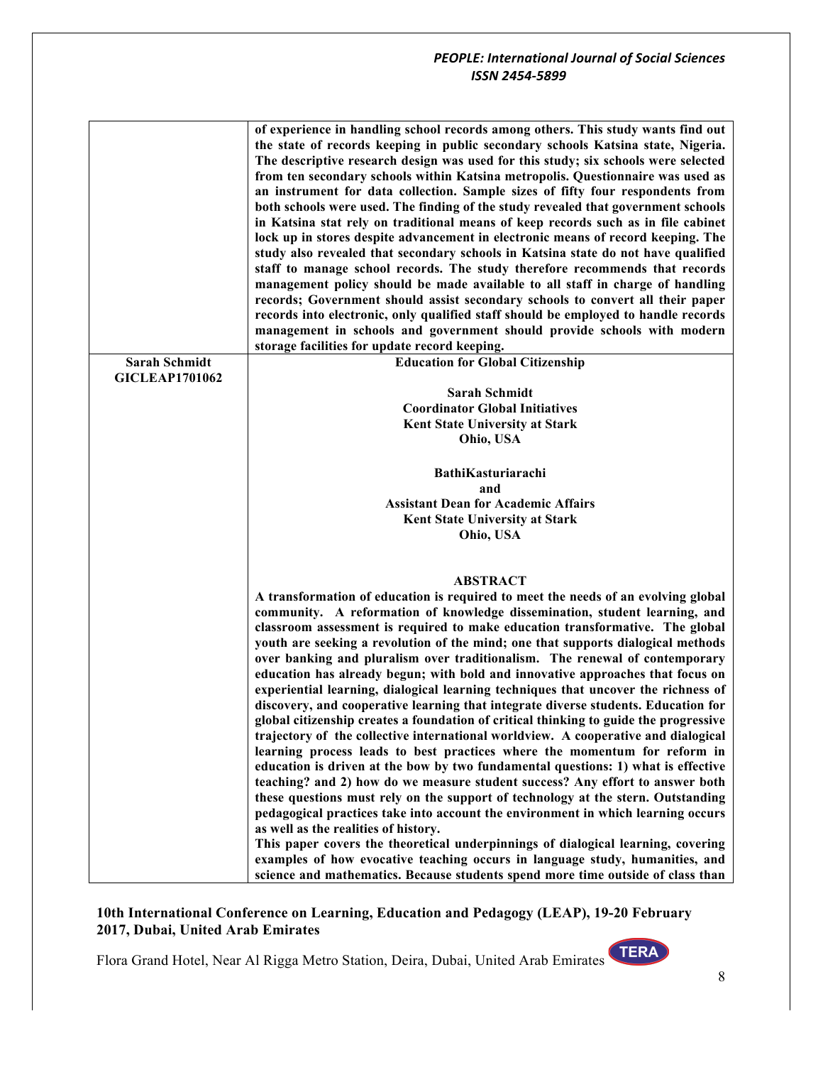| | |
|---|---|
| | **of experience in handling school records among others. This study wants find out the state of records keeping in public secondary schools Katsina state, Nigeria. The descriptive research design was used for this study; six schools were selected from ten secondary schools within Katsina metropolis. Questionnaire was used as an instrument for data collection. Sample sizes of fifty four respondents from both schools were used. The finding of the study revealed that government schools in Katsina stat rely on traditional means of keep records such as in file cabinet lock up in stores despite advancement in electronic means of record keeping. The study also revealed that secondary schools in Katsina state do not have qualified staff to manage school records. The study therefore recommends that records management policy should be made available to all staff in charge of handling records; Government should assist secondary schools to convert all their paper records into electronic, only qualified staff should be employed to handle records management in schools and government should provide schools with modern storage facilities for update record keeping.** |
| **Sarah Schmidt GICLEAP1701062** | **Education for Global Citizenship**<br><br>**Sarah Schmidt**<br>**Coordinator Global Initiatives**<br>**Kent State University at Stark**<br>**Ohio, USA**<br><br>**BathiKasturiarachi**<br>**and**<br>**Assistant Dean for Academic Affairs**<br>**Kent State University at Stark**<br>**Ohio, USA**<br><br>**ABSTRACT**<br>**A transformation of education is required to meet the needs of an evolving global community. A reformation of knowledge dissemination, student learning, and classroom assessment is required to make education transformative. The global youth are seeking a revolution of the mind; one that supports dialogical methods over banking and pluralism over traditionalism. The renewal of contemporary education has already begun; with bold and innovative approaches that focus on experiential learning, dialogical learning techniques that uncover the richness of discovery, and cooperative learning that integrate diverse students. Education for global citizenship creates a foundation of critical thinking to guide the progressive trajectory of the collective international worldview. A cooperative and dialogical learning process leads to best practices where the momentum for reform in education is driven at the bow by two fundamental questions: 1) what is effective teaching? and 2) how do we measure student success? Any effort to answer both these questions must rely on the support of technology at the stern. Outstanding pedagogical practices take into account the environment in which learning occurs as well as the realities of history.**<br>**This paper covers the theoretical underpinnings of dialogical learning, covering examples of how evocative teaching occurs in language study, humanities, and science and mathematics. Because students spend more time outside of class than** |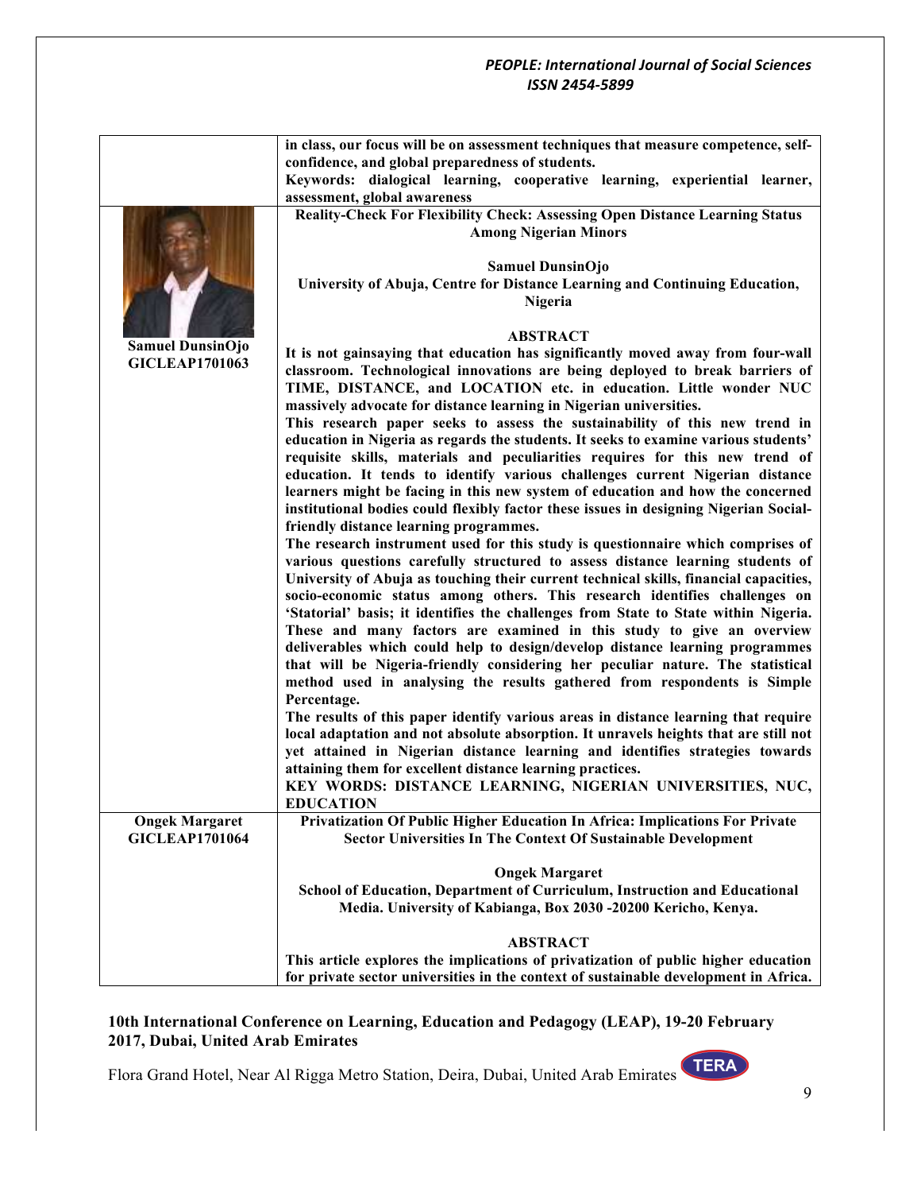| | |
|---|---|
| | **in class, our focus will be on assessment techniques that measure competence, self-confidence, and global preparedness of students.** **Keywords: dialogical learning, cooperative learning, experiential learner, assessment, global awareness** |
| **Samuel DunsinOjo** **GICLEAP1701063** | **Reality-Check For Flexibility Check: Assessing Open Distance Learning Status Among Nigerian Minors** <br><br> **Samuel DunsinOjo** <br> **University of Abuja, Centre for Distance Learning and Continuing Education, Nigeria** <br><br> **ABSTRACT** <br> **It is not gainsaying that education has significantly moved away from four-wall classroom. Technological innovations are being deployed to break barriers of TIME, DISTANCE, and LOCATION etc. in education. Little wonder NUC massively advocate for distance learning in Nigerian universities.** <br> **This research paper seeks to assess the sustainability of this new trend in education in Nigeria as regards the students. It seeks to examine various students' requisite skills, materials and peculiarities requires for this new trend of education. It tends to identify various challenges current Nigerian distance learners might be facing in this new system of education and how the concerned institutional bodies could flexibly factor these issues in designing Nigerian Social-friendly distance learning programmes.** <br> **The research instrument used for this study is questionnaire which comprises of various questions carefully structured to assess distance learning students of University of Abuja as touching their current technical skills, financial capacities, socio-economic status among others. This research identifies challenges on 'Statorial' basis; it identifies the challenges from State to State within Nigeria. These and many factors are examined in this study to give an overview deliverables which could help to design/develop distance learning programmes that will be Nigeria-friendly considering her peculiar nature. The statistical method used in analysing the results gathered from respondents is Simple Percentage.** <br> **The results of this paper identify various areas in distance learning that require local adaptation and not absolute absorption. It unravels heights that are still not yet attained in Nigerian distance learning and identifies strategies towards attaining them for excellent distance learning practices.** <br> **KEY WORDS: DISTANCE LEARNING, NIGERIAN UNIVERSITIES, NUC, EDUCATION** |
| **Ongek Margaret** **GICLEAP1701064** | **Privatization Of Public Higher Education In Africa: Implications For Private Sector Universities In The Context Of Sustainable Development** <br><br> **Ongek Margaret** <br> **School of Education, Department of Curriculum, Instruction and Educational Media. University of Kabianga, Box 2030 -20200 Kericho, Kenya.** <br><br> **ABSTRACT** <br> **This article explores the implications of privatization of public higher education for private sector universities in the context of sustainable development in Africa.** |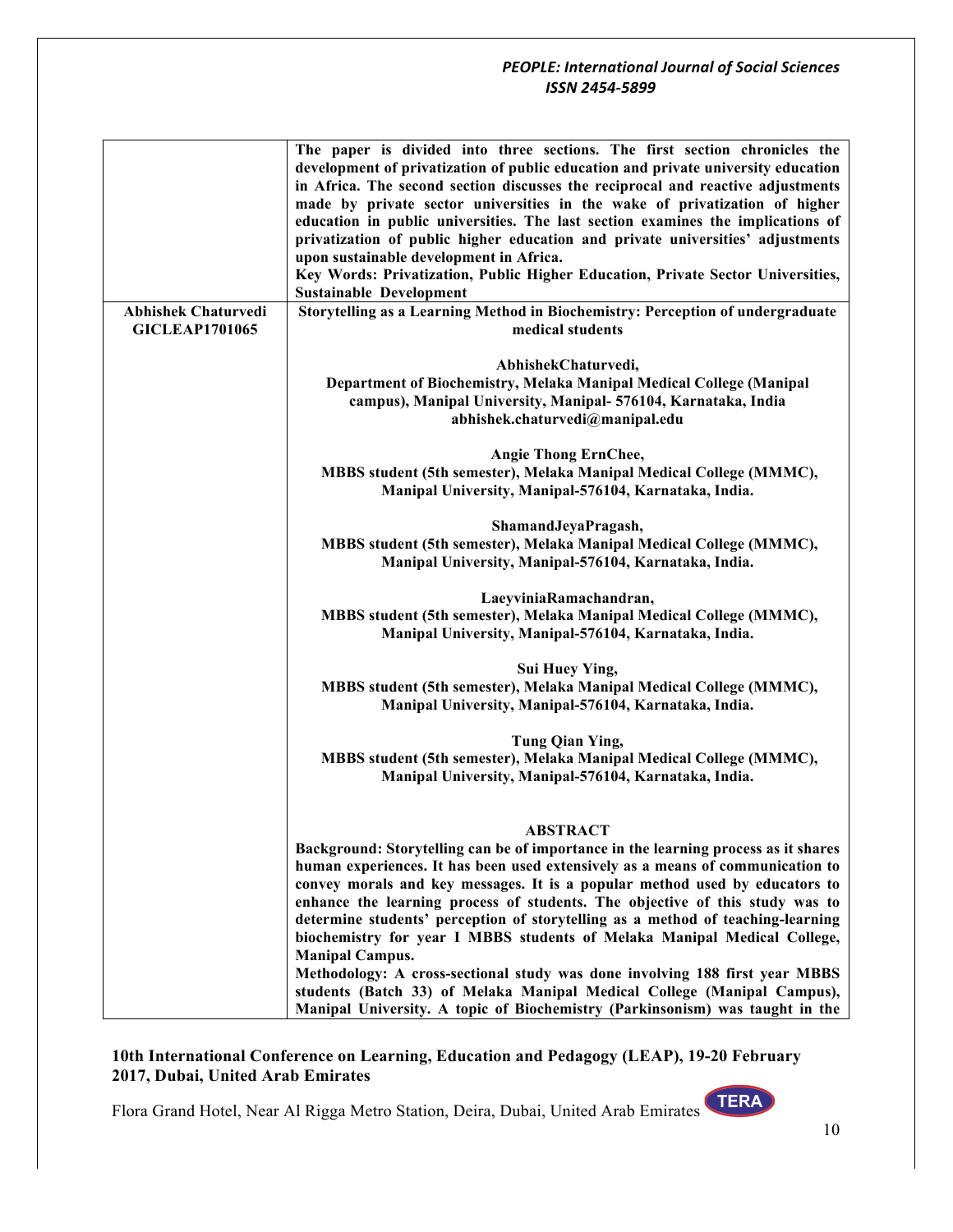| | |
|---|---|
| | **The paper is divided into three sections. The first section chronicles the development of privatization of public education and private university education in Africa. The second section discusses the reciprocal and reactive adjustments made by private sector universities in the wake of privatization of higher education in public universities. The last section examines the implications of privatization of public higher education and private universities' adjustments upon sustainable development in Africa.**<br>**Key Words: Privatization, Public Higher Education, Private Sector Universities, Sustainable Development** |
| **Abhishek Chaturvedi**<br>**GICLEAP1701065** | **Storytelling as a Learning Method in Biochemistry: Perception of undergraduate medical students**<br><br>**AbhishekChaturvedi,**<br>**Department of Biochemistry, Melaka Manipal Medical College (Manipal campus), Manipal University, Manipal- 576104, Karnataka, India**<br>**abhishek.chaturvedi@manipal.edu**<br><br>**Angie Thong ErnChee,**<br>**MBBS student (5th semester), Melaka Manipal Medical College (MMMC), Manipal University, Manipal-576104, Karnataka, India.**<br><br>**ShamandJeyaPragash,**<br>**MBBS student (5th semester), Melaka Manipal Medical College (MMMC), Manipal University, Manipal-576104, Karnataka, India.**<br><br>**LaeyviniaRamachandran,**<br>**MBBS student (5th semester), Melaka Manipal Medical College (MMMC), Manipal University, Manipal-576104, Karnataka, India.**<br><br>**Sui Huey Ying,**<br>**MBBS student (5th semester), Melaka Manipal Medical College (MMMC), Manipal University, Manipal-576104, Karnataka, India.**<br><br>**Tung Qian Ying,**<br>**MBBS student (5th semester), Melaka Manipal Medical College (MMMC), Manipal University, Manipal-576104, Karnataka, India.**<br><br>**ABSTRACT**<br>**Background: Storytelling can be of importance in the learning process as it shares human experiences. It has been used extensively as a means of communication to convey morals and key messages. It is a popular method used by educators to enhance the learning process of students. The objective of this study was to determine students' perception of storytelling as a method of teaching-learning biochemistry for year I MBBS students of Melaka Manipal Medical College, Manipal Campus.**<br>**Methodology: A cross-sectional study was done involving 188 first year MBBS students (Batch 33) of Melaka Manipal Medical College (Manipal Campus), Manipal University. A topic of Biochemistry (Parkinsonism) was taught in the** |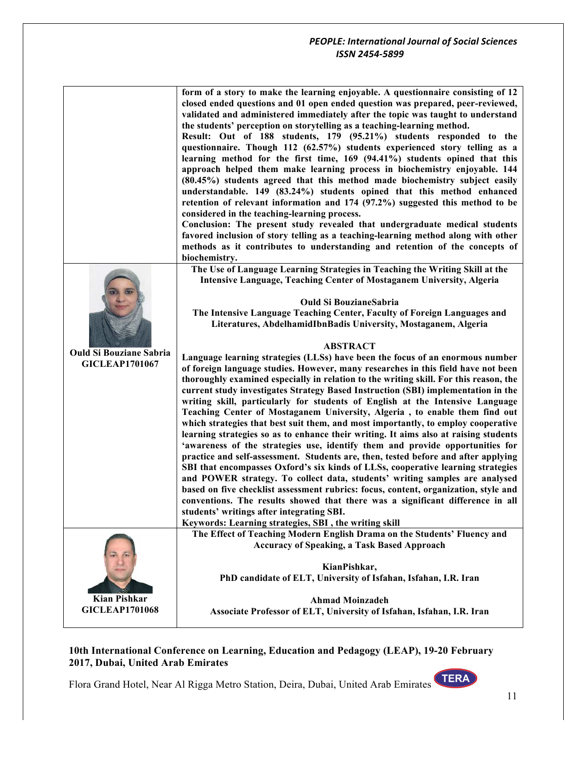form of a story to make the learning enjoyable. A questionnaire consisting of 12 closed ended questions and 01 open ended question was prepared, peer-reviewed, validated and administered immediately after the topic was taught to understand the students' perception on storytelling as a teaching-learning method.

**Result:** Out of 188 students, 179 (95.21%) students responded to the questionnaire. Though 112 (62.57%) students experienced story telling as a learning method for the first time, 169 (94.41%) students opined that this approach helped them make learning process in biochemistry enjoyable. 144 (80.45%) students agreed that this method made biochemistry subject easily understandable. 149 (83.24%) students opined that this method enhanced retention of relevant information and 174 (97.2%) suggested this method to be considered in the teaching-learning process.

**Conclusion:** The present study revealed that undergraduate medical students favored inclusion of story telling as a teaching-learning method along with other methods as it contributes to understanding and retention of the concepts of biochemistry.

---

**Ould Si Bouziane Sabria**
**GICLEAP1701067**

## The Use of Language Learning Strategies in Teaching the Writing Skill at the Intensive Language, Teaching Center of Mostaganem University, Algeria

**Ould Si BouzianeSabria**
**The Intensive Language Teaching Center, Faculty of Foreign Languages and Literatures, AbdelhamidIbnBadis University, Mostaganem, Algeria**

### ABSTRACT

Language learning strategies (LLSs) have been the focus of an enormous number of foreign language studies. However, many researches in this field have not been thoroughly examined especially in relation to the writing skill. For this reason, the current study investigates Strategy Based Instruction (SBI) implementation in the writing skill, particularly for students of English at the Intensive Language Teaching Center of Mostaganem University, Algeria , to enable them find out which strategies that best suit them, and most importantly, to employ cooperative learning strategies so as to enhance their writing. It aims also at raising students 'awareness of the strategies use, identify them and provide opportunities for practice and self-assessment. Students are, then, tested before and after applying SBI that encompasses Oxford's six kinds of LLSs, cooperative learning strategies and POWER strategy. To collect data, students' writing samples are analysed based on five checklist assessment rubrics: focus, content, organization, style and conventions. The results showed that there was a significant difference in all students' writings after integrating SBI.

**Keywords:** Learning strategies, SBI , the writing skill

---

**Kian Pishkar**
**GICLEAP1701068**

## The Effect of Teaching Modern English Drama on the Students' Fluency and Accuracy of Speaking, a Task Based Approach

**KianPishkar,**
**PhD candidate of ELT, University of Isfahan, Isfahan, I.R. Iran**

**Ahmad Moinzadeh**
**Associate Professor of ELT, University of Isfahan, Isfahan, I.R. Iran**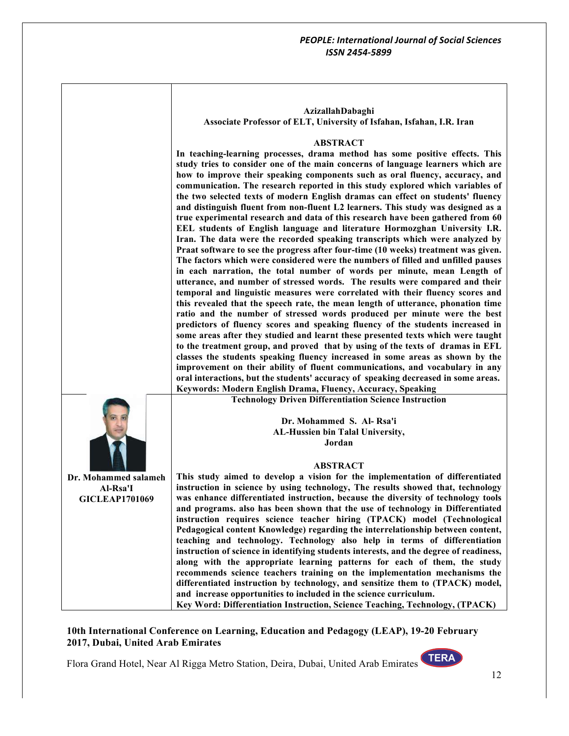**AzizallahDabaghi**
**Associate Professor of ELT, University of Isfahan, Isfahan, I.R. Iran**

**ABSTRACT**

**In teaching-learning processes, drama method has some positive effects. This study tries to consider one of the main concerns of language learners which are how to improve their speaking components such as oral fluency, accuracy, and communication. The research reported in this study explored which variables of the two selected texts of modern English dramas can effect on students' fluency and distinguish fluent from non-fluent L2 learners. This study was designed as a true experimental research and data of this research have been gathered from 60 EEL students of English language and literature Hormozghan University I.R. Iran. The data were the recorded speaking transcripts which were analyzed by Praat software to see the progress after four-time (10 weeks) treatment was given. The factors which were considered were the numbers of filled and unfilled pauses in each narration, the total number of words per minute, mean Length of utterance, and number of stressed words. The results were compared and their temporal and linguistic measures were correlated with their fluency scores and this revealed that the speech rate, the mean length of utterance, phonation time ratio and the number of stressed words produced per minute were the best predictors of fluency scores and speaking fluency of the students increased in some areas after they studied and learnt these presented texts which were taught to the treatment group, and proved that by using of the texts of dramas in EFL classes the students speaking fluency increased in some areas as shown by the improvement on their ability of fluent communications, and vocabulary in any oral interactions, but the students' accuracy of speaking decreased in some areas.**

**Keywords: Modern English Drama, Fluency, Accuracy, Speaking**

---

**Technology Driven Differentiation Science Instruction**

**Dr. Mohammed S. Al- Rsa'i**
**AL-Hussien bin Talal University,**
**Jordan**

**Dr. Mohammed salameh Al-Rsa'I**
**GICLEAP1701069**

**ABSTRACT**

**This study aimed to develop a vision for the implementation of differentiated instruction in science by using technology, The results showed that, technology was enhance differentiated instruction, because the diversity of technology tools and programs. also has been shown that the use of technology in Differentiated instruction requires science teacher hiring (TPACK) model (Technological Pedagogical content Knowledge) regarding the interrelationship between content, teaching and technology. Technology also help in terms of differentiation instruction of science in identifying students interests, and the degree of readiness, along with the appropriate learning patterns for each of them, the study recommends science teachers training on the implementation mechanisms the differentiated instruction by technology, and sensitize them to (TPACK) model, and increase opportunities to included in the science curriculum.**

**Key Word: Differentiation Instruction, Science Teaching, Technology, (TPACK)**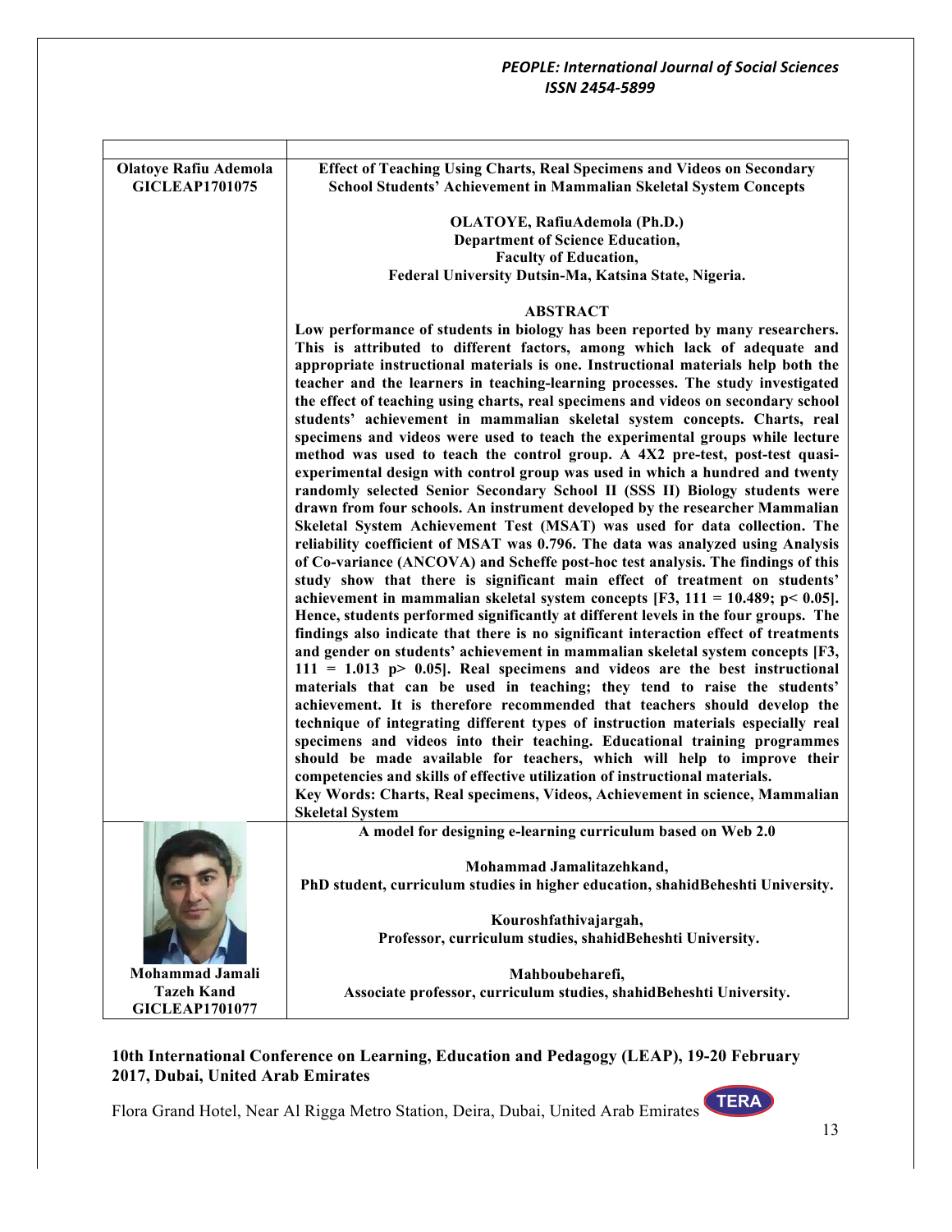| | |
|---|---|
| **Olatoye Rafiu Ademola GICLEAP1701075** | **Effect of Teaching Using Charts, Real Specimens and Videos on Secondary School Students' Achievement in Mammalian Skeletal System Concepts**<br><br>**OLATOYE, RafiuAdemola (Ph.D.)**<br>**Department of Science Education,**<br>**Faculty of Education,**<br>**Federal University Dutsin-Ma, Katsina State, Nigeria.**<br><br>**ABSTRACT**<br>**Low performance of students in biology has been reported by many researchers. This is attributed to different factors, among which lack of adequate and appropriate instructional materials is one. Instructional materials help both the teacher and the learners in teaching-learning processes. The study investigated the effect of teaching using charts, real specimens and videos on secondary school students' achievement in mammalian skeletal system concepts. Charts, real specimens and videos were used to teach the experimental groups while lecture method was used to teach the control group. A 4X2 pre-test, post-test quasi-experimental design with control group was used in which a hundred and twenty randomly selected Senior Secondary School II (SSS II) Biology students were drawn from four schools. An instrument developed by the researcher Mammalian Skeletal System Achievement Test (MSAT) was used for data collection. The reliability coefficient of MSAT was 0.796. The data was analyzed using Analysis of Co-variance (ANCOVA) and Scheffe post-hoc test analysis. The findings of this study show that there is significant main effect of treatment on students' achievement in mammalian skeletal system concepts [$F_{3,\ 111} = 10.489$; $p < 0.05$]. Hence, students performed significantly at different levels in the four groups. The findings also indicate that there is no significant interaction effect of treatments and gender on students' achievement in mammalian skeletal system concepts [$F_{3,\ 111} = 1.013$ $p > 0.05$]. Real specimens and videos are the best instructional materials that can be used in teaching; they tend to raise the students' achievement. It is therefore recommended that teachers should develop the technique of integrating different types of instruction materials especially real specimens and videos into their teaching. Educational training programmes should be made available for teachers, which will help to improve their competencies and skills of effective utilization of instructional materials.**<br>**Key Words: Charts, Real specimens, Videos, Achievement in science, Mammalian Skeletal System** |
| **Mohammad Jamali Tazeh Kand GICLEAP1701077** | **A model for designing e-learning curriculum based on Web 2.0**<br><br>**Mohammad Jamalitazehkand,**<br>**PhD student, curriculum studies in higher education, shahidBeheshti University.**<br><br>**Kouroshfathivajargah,**<br>**Professor, curriculum studies, shahidBeheshti University.**<br><br>**Mahboubeharefi,**<br>**Associate professor, curriculum studies, shahidBeheshti University.** |

**10th International Conference on Learning, Education and Pedagogy (LEAP), 19-20 February 2017, Dubai, United Arab Emirates**

Flora Grand Hotel, Near Al Rigga Metro Station, Deira, Dubai, United Arab Emirates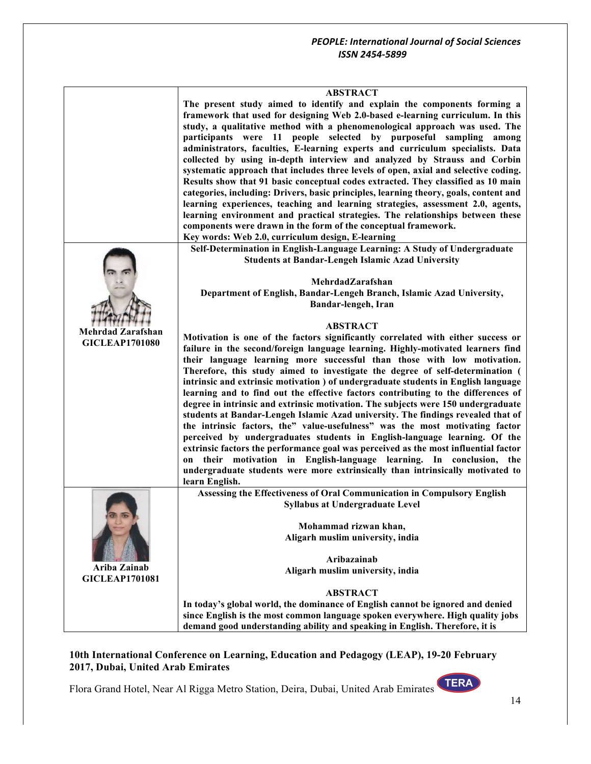| | |
|---|---|
| | **ABSTRACT**<br>**The present study aimed to identify and explain the components forming a framework that used for designing Web 2.0-based e-learning curriculum. In this study, a qualitative method with a phenomenological approach was used. The participants were 11 people selected by purposeful sampling among administrators, faculties, E-learning experts and curriculum specialists. Data collected by using in-depth interview and analyzed by Strauss and Corbin systematic approach that includes three levels of open, axial and selective coding. Results show that 91 basic conceptual codes extracted. They classified as 10 main categories, including: Drivers, basic principles, learning theory, goals, content and learning experiences, teaching and learning strategies, assessment 2.0, agents, learning environment and practical strategies. The relationships between these components were drawn in the form of the conceptual framework.**<br>**Key words: Web 2.0, curriculum design, E-learning** |
| **Mehrdad Zarafshan**<br>**GICLEAP1701080** | **Self-Determination in English-Language Learning: A Study of Undergraduate Students at Bandar-Lengeh Islamic Azad University**<br><br>**MehrdadZarafshan**<br>**Department of English, Bandar-Lengeh Branch, Islamic Azad University, Bandar-lengeh, Iran**<br><br>**ABSTRACT**<br>**Motivation is one of the factors significantly correlated with either success or failure in the second/foreign language learning. Highly-motivated learners find their language learning more successful than those with low motivation. Therefore, this study aimed to investigate the degree of self-determination ( intrinsic and extrinsic motivation ) of undergraduate students in English language learning and to find out the effective factors contributing to the differences of degree in intrinsic and extrinsic motivation. The subjects were 150 undergraduate students at Bandar-Lengeh Islamic Azad university. The findings revealed that of the intrinsic factors, the" value-usefulness" was the most motivating factor perceived by undergraduates students in English-language learning. Of the extrinsic factors the performance goal was perceived as the most influential factor on their motivation in English-language learning. In conclusion, the undergraduate students were more extrinsically than intrinsically motivated to learn English.** |
| **Ariba Zainab**<br>**GICLEAP1701081** | **Assessing the Effectiveness of Oral Communication in Compulsory English Syllabus at Undergraduate Level**<br><br>**Mohammad rizwan khan,**<br>**Aligarh muslim university, india**<br><br>**Aribazainab**<br>**Aligarh muslim university, india**<br><br>**ABSTRACT**<br>**In today's global world, the dominance of English cannot be ignored and denied since English is the most common language spoken everywhere. High quality jobs demand good understanding ability and speaking in English. Therefore, it is** |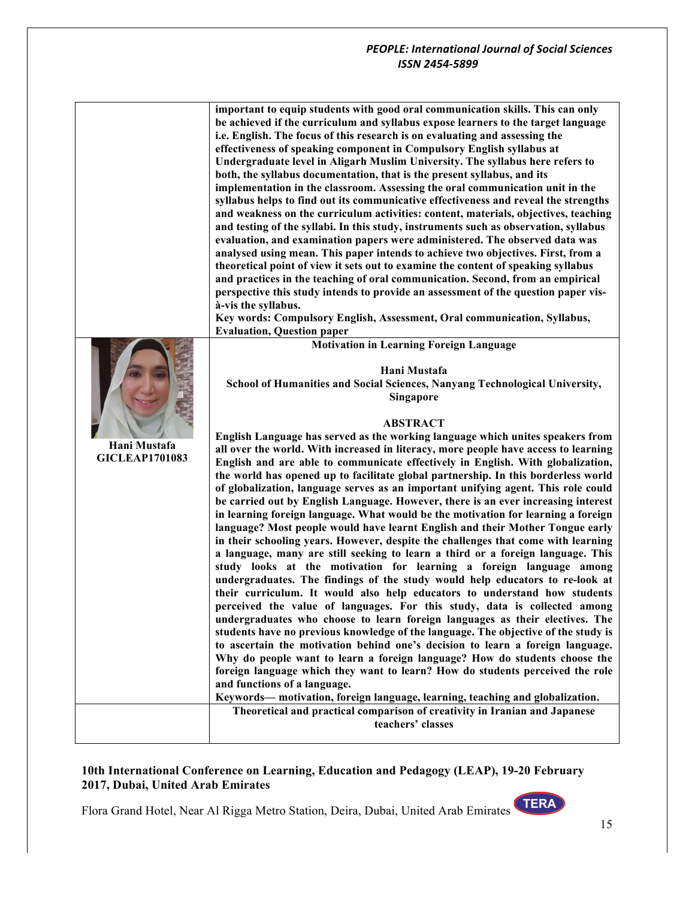important to equip students with good oral communication skills. This can only be achieved if the curriculum and syllabus expose learners to the target language i.e. English. The focus of this research is on evaluating and assessing the effectiveness of speaking component in Compulsory English syllabus at Undergraduate level in Aligarh Muslim University. The syllabus here refers to both, the syllabus documentation, that is the present syllabus, and its implementation in the classroom. Assessing the oral communication unit in the syllabus helps to find out its communicative effectiveness and reveal the strengths and weakness on the curriculum activities: content, materials, objectives, teaching and testing of the syllabi. In this study, instruments such as observation, syllabus evaluation, and examination papers were administered. The observed data was analysed using mean. This paper intends to achieve two objectives. First, from a theoretical point of view it sets out to examine the content of speaking syllabus and practices in the teaching of oral communication. Second, from an empirical perspective this study intends to provide an assessment of the question paper vis-à-vis the syllabus.

**Key words: Compulsory English, Assessment, Oral communication, Syllabus, Evaluation, Question paper**

**Hani Mustafa**
**GICLEAP1701083**

## Motivation in Learning Foreign Language

**Hani Mustafa**

**School of Humanities and Social Sciences, Nanyang Technological University, Singapore**

### ABSTRACT

English Language has served as the working language which unites speakers from all over the world. With increased in literacy, more people have access to learning English and are able to communicate effectively in English. With globalization, the world has opened up to facilitate global partnership. In this borderless world of globalization, language serves as an important unifying agent. This role could be carried out by English Language. However, there is an ever increasing interest in learning foreign language. What would be the motivation for learning a foreign language? Most people would have learnt English and their Mother Tongue early in their schooling years. However, despite the challenges that come with learning a language, many are still seeking to learn a third or a foreign language. This study looks at the motivation for learning a foreign language among undergraduates. The findings of the study would help educators to re-look at their curriculum. It would also help educators to understand how students perceived the value of languages. For this study, data is collected among undergraduates who choose to learn foreign languages as their electives. The students have no previous knowledge of the language. The objective of the study is to ascertain the motivation behind one's decision to learn a foreign language. Why do people want to learn a foreign language? How do students choose the foreign language which they want to learn? How do students perceived the role and functions of a language.

**Keywords— motivation, foreign language, learning, teaching and globalization.**

## Theoretical and practical comparison of creativity in Iranian and Japanese teachers' classes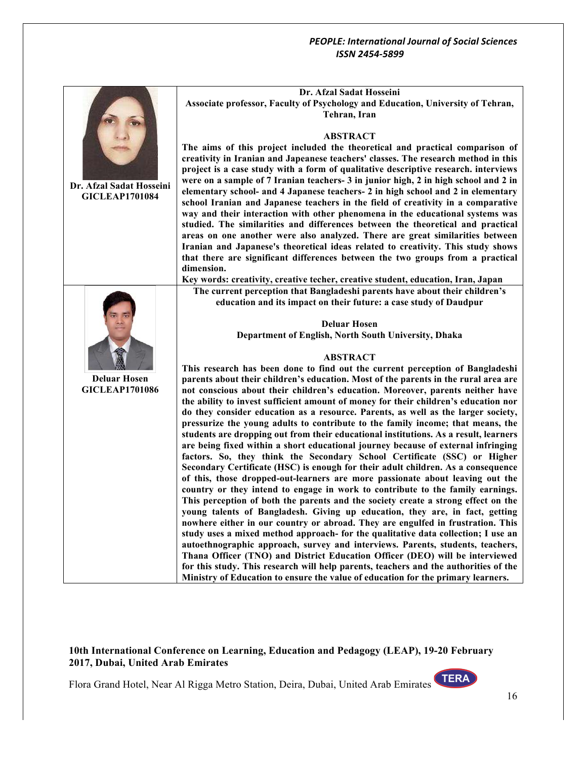**Dr. Afzal Sadat Hosseini**
**GICLEAP1701084**

**Dr. Afzal Sadat Hosseini**

**Associate professor, Faculty of Psychology and Education, University of Tehran, Tehran, Iran**

**ABSTRACT**

**The aims of this project included the theoretical and practical comparison of creativity in Iranian and Japeanese teachers' classes. The research method in this project is a case study with a form of qualitative descriptive research. interviews were on a sample of 7 Iranian teachers- 3 in junior high, 2 in high school and 2 in elementary school- and 4 Japanese teachers- 2 in high school and 2 in elementary school Iranian and Japanese teachers in the field of creativity in a comparative way and their interaction with other phenomena in the educational systems was studied. The similarities and differences between the theoretical and practical areas on one another were also analyzed. There are great similarities between Iranian and Japanese's theoretical ideas related to creativity. This study shows that there are significant differences between the two groups from a practical dimension.**

**Key words: creativity, creative techer, creative student, education, Iran, Japan**

---

**Deluar Hosen**
**GICLEAP1701086**

**The current perception that Bangladeshi parents have about their children's education and its impact on their future: a case study of Daudpur**

**Deluar Hosen**

**Department of English, North South University, Dhaka**

**ABSTRACT**

**This research has been done to find out the current perception of Bangladeshi parents about their children's education. Most of the parents in the rural area are not conscious about their children's education. Moreover, parents neither have the ability to invest sufficient amount of money for their children's education nor do they consider education as a resource. Parents, as well as the larger society, pressurize the young adults to contribute to the family income; that means, the students are dropping out from their educational institutions. As a result, learners are being fixed within a short educational journey because of external infringing factors. So, they think the Secondary School Certificate (SSC) or Higher Secondary Certificate (HSC) is enough for their adult children. As a consequence of this, those dropped-out-learners are more passionate about leaving out the country or they intend to engage in work to contribute to the family earnings. This perception of both the parents and the society create a strong effect on the young talents of Bangladesh. Giving up education, they are, in fact, getting nowhere either in our country or abroad. They are engulfed in frustration. This study uses a mixed method approach- for the qualitative data collection; I use an autoethnographic approach, survey and interviews. Parents, students, teachers, Thana Officer (TNO) and District Education Officer (DEO) will be interviewed for this study. This research will help parents, teachers and the authorities of the Ministry of Education to ensure the value of education for the primary learners.**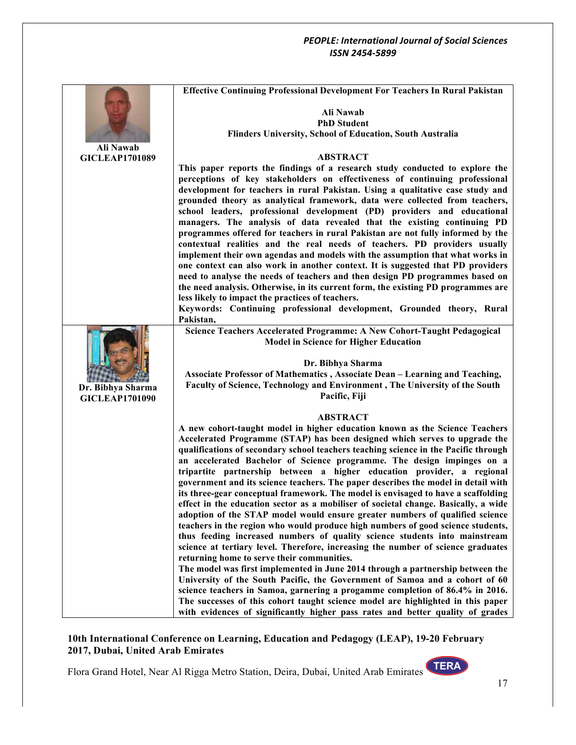**Ali Nawab**
**GICLEAP1701089**

## Effective Continuing Professional Development For Teachers In Rural Pakistan

**Ali Nawab**
**PhD Student**
**Flinders University, School of Education, South Australia**

### ABSTRACT

**This paper reports the findings of a research study conducted to explore the perceptions of key stakeholders on effectiveness of continuing professional development for teachers in rural Pakistan. Using a qualitative case study and grounded theory as analytical framework, data were collected from teachers, school leaders, professional development (PD) providers and educational managers. The analysis of data revealed that the existing continuing PD programmes offered for teachers in rural Pakistan are not fully informed by the contextual realities and the real needs of teachers. PD providers usually implement their own agendas and models with the assumption that what works in one context can also work in another context. It is suggested that PD providers need to analyse the needs of teachers and then design PD programmes based on the need analysis. Otherwise, in its current form, the existing PD programmes are less likely to impact the practices of teachers.**

**Keywords: Continuing professional development, Grounded theory, Rural Pakistan,**

**Dr. Bibhya Sharma**
**GICLEAP1701090**

## Science Teachers Accelerated Programme: A New Cohort-Taught Pedagogical Model in Science for Higher Education

**Dr. Bibhya Sharma**
**Associate Professor of Mathematics , Associate Dean – Learning and Teaching, Faculty of Science, Technology and Environment , The University of the South Pacific, Fiji**

### ABSTRACT

**A new cohort-taught model in higher education known as the Science Teachers Accelerated Programme (STAP) has been designed which serves to upgrade the qualifications of secondary school teachers teaching science in the Pacific through an accelerated Bachelor of Science programme. The design impinges on a tripartite partnership between a higher education provider, a regional government and its science teachers. The paper describes the model in detail with its three-gear conceptual framework. The model is envisaged to have a scaffolding effect in the education sector as a mobiliser of societal change. Basically, a wide adoption of the STAP model would ensure greater numbers of qualified science teachers in the region who would produce high numbers of good science students, thus feeding increased numbers of quality science students into mainstream science at tertiary level. Therefore, increasing the number of science graduates returning home to serve their communities.**

**The model was first implemented in June 2014 through a partnership between the University of the South Pacific, the Government of Samoa and a cohort of 60 science teachers in Samoa, garnering a progamme completion of 86.4% in 2016. The successes of this cohort taught science model are highlighted in this paper with evidences of significantly higher pass rates and better quality of grades**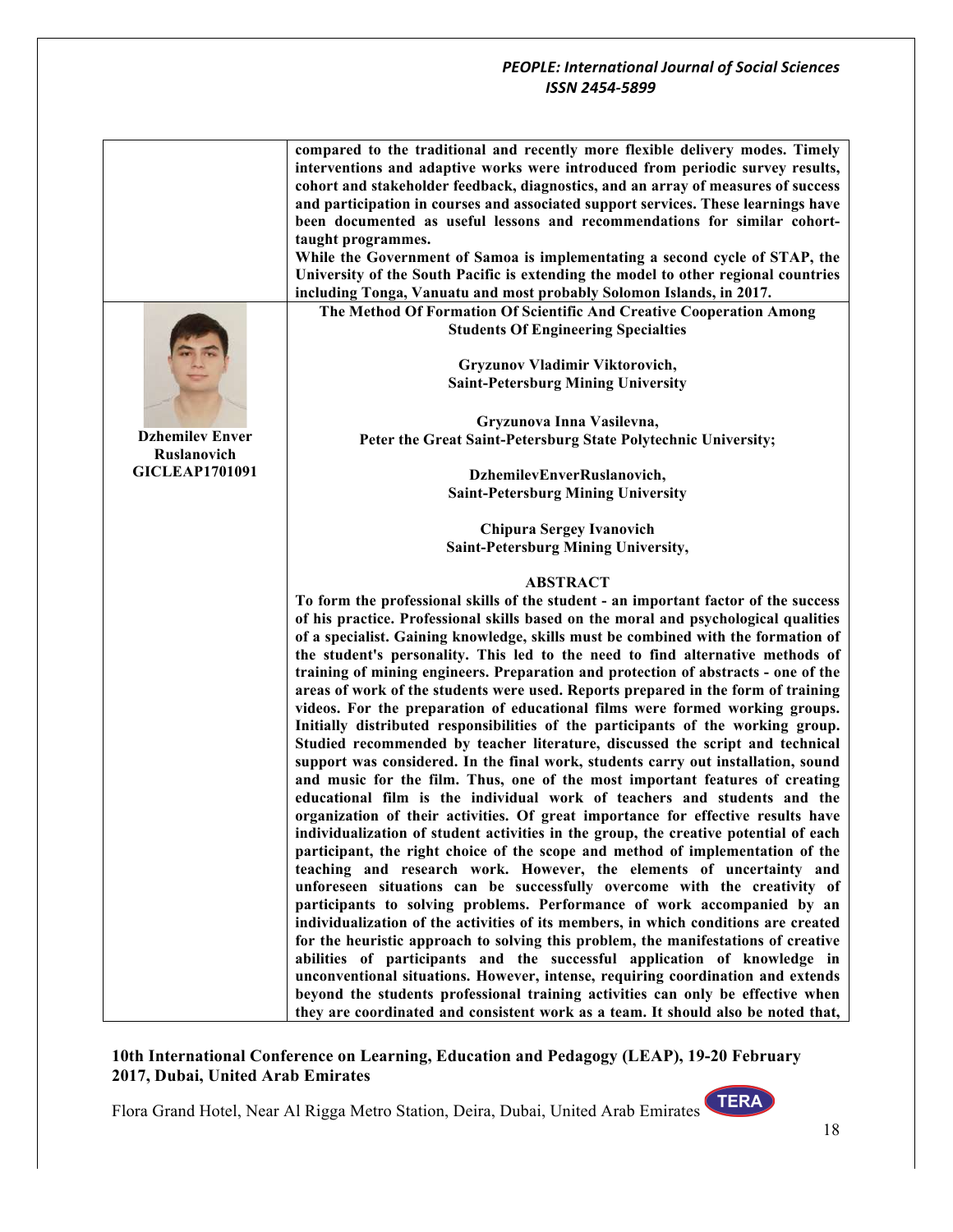compared to the traditional and recently more flexible delivery modes. Timely interventions and adaptive works were introduced from periodic survey results, cohort and stakeholder feedback, diagnostics, and an array of measures of success and participation in courses and associated support services. These learnings have been documented as useful lessons and recommendations for similar cohort-taught programmes.

While the Government of Samoa is implementating a second cycle of STAP, the University of the South Pacific is extending the model to other regional countries including Tonga, Vanuatu and most probably Solomon Islands, in 2017.

**Dzhemilev Enver Ruslanovich**
**GICLEAP1701091**

## The Method Of Formation Of Scientific And Creative Cooperation Among Students Of Engineering Specialties

**Gryzunov Vladimir Viktorovich,**
**Saint-Petersburg Mining University**

**Gryzunova Inna Vasilevna,**
**Peter the Great Saint-Petersburg State Polytechnic University;**

**DzhemilevEnverRuslanovich,**
**Saint-Petersburg Mining University**

**Chipura Sergey Ivanovich**
**Saint-Petersburg Mining University,**

### ABSTRACT

To form the professional skills of the student - an important factor of the success of his practice. Professional skills based on the moral and psychological qualities of a specialist. Gaining knowledge, skills must be combined with the formation of the student's personality. This led to the need to find alternative methods of training of mining engineers. Preparation and protection of abstracts - one of the areas of work of the students were used. Reports prepared in the form of training videos. For the preparation of educational films were formed working groups. Initially distributed responsibilities of the participants of the working group. Studied recommended by teacher literature, discussed the script and technical support was considered. In the final work, students carry out installation, sound and music for the film. Thus, one of the most important features of creating educational film is the individual work of teachers and students and the organization of their activities. Of great importance for effective results have individualization of student activities in the group, the creative potential of each participant, the right choice of the scope and method of implementation of the teaching and research work. However, the elements of uncertainty and unforeseen situations can be successfully overcome with the creativity of participants to solving problems. Performance of work accompanied by an individualization of the activities of its members, in which conditions are created for the heuristic approach to solving this problem, the manifestations of creative abilities of participants and the successful application of knowledge in unconventional situations. However, intense, requiring coordination and extends beyond the students professional training activities can only be effective when they are coordinated and consistent work as a team. It should also be noted that,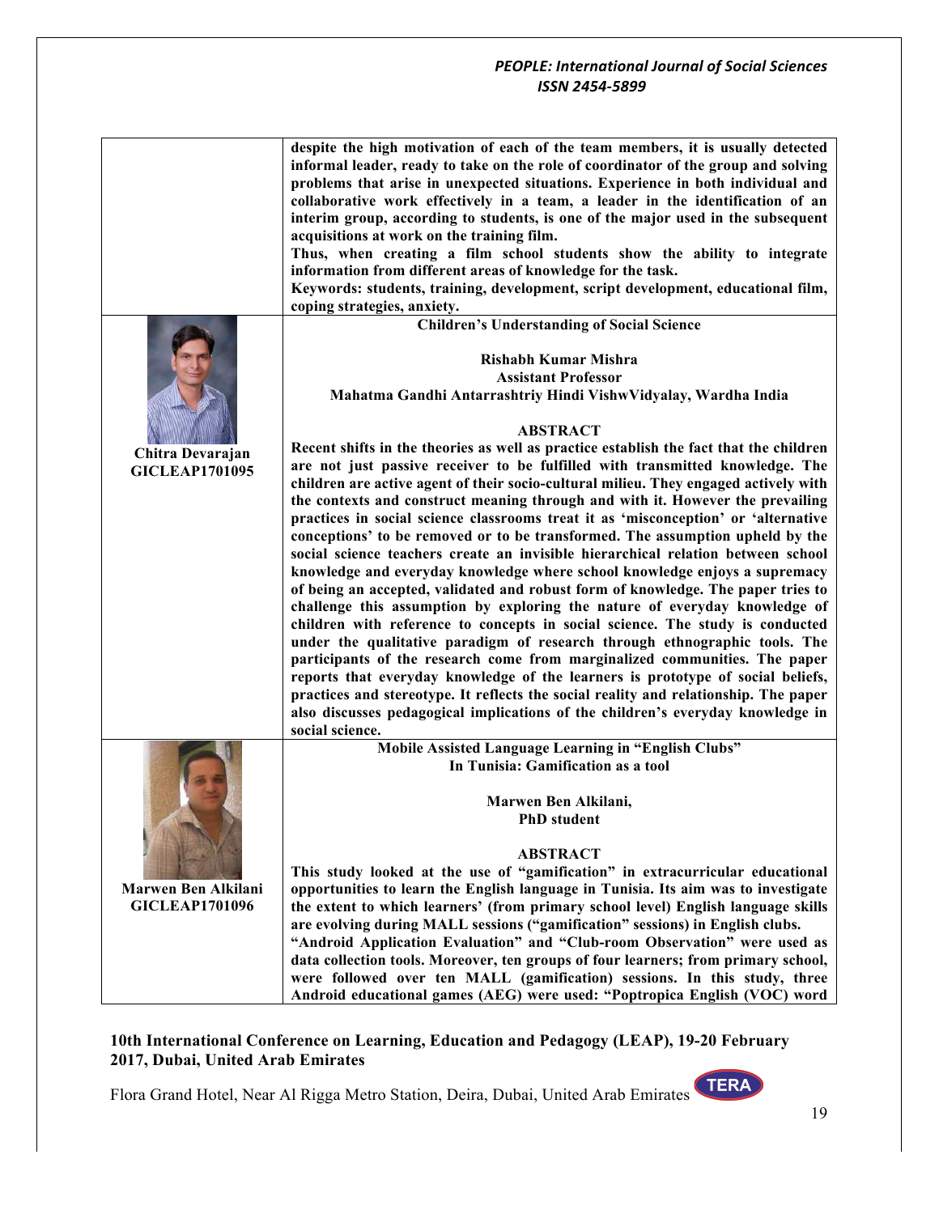| | |
|---|---|
| | **despite the high motivation of each of the team members, it is usually detected informal leader, ready to take on the role of coordinator of the group and solving problems that arise in unexpected situations. Experience in both individual and collaborative work effectively in a team, a leader in the identification of an interim group, according to students, is one of the major used in the subsequent acquisitions at work on the training film.** **Thus, when creating a film school students show the ability to integrate information from different areas of knowledge for the task.** **Keywords: students, training, development, script development, educational film, coping strategies, anxiety.** |
| **Chitra Devarajan GICLEAP1701095** | **Children's Understanding of Social Science** **Rishabh Kumar Mishra** **Assistant Professor** **Mahatma Gandhi Antarrashtriy Hindi VishwVidyalay, Wardha India** **ABSTRACT** **Recent shifts in the theories as well as practice establish the fact that the children are not just passive receiver to be fulfilled with transmitted knowledge. The children are active agent of their socio-cultural milieu. They engaged actively with the contexts and construct meaning through and with it. However the prevailing practices in social science classrooms treat it as 'misconception' or 'alternative conceptions' to be removed or to be transformed. The assumption upheld by the social science teachers create an invisible hierarchical relation between school knowledge and everyday knowledge where school knowledge enjoys a supremacy of being an accepted, validated and robust form of knowledge. The paper tries to challenge this assumption by exploring the nature of everyday knowledge of children with reference to concepts in social science. The study is conducted under the qualitative paradigm of research through ethnographic tools. The participants of the research come from marginalized communities. The paper reports that everyday knowledge of the learners is prototype of social beliefs, practices and stereotype. It reflects the social reality and relationship. The paper also discusses pedagogical implications of the children's everyday knowledge in social science.** |
| **Marwen Ben Alkilani GICLEAP1701096** | **Mobile Assisted Language Learning in "English Clubs" In Tunisia: Gamification as a tool** **Marwen Ben Alkilani,** **PhD student** **ABSTRACT** **This study looked at the use of "gamification" in extracurricular educational opportunities to learn the English language in Tunisia. Its aim was to investigate the extent to which learners' (from primary school level) English language skills are evolving during MALL sessions ("gamification" sessions) in English clubs.** **"Android Application Evaluation" and "Club-room Observation" were used as data collection tools. Moreover, ten groups of four learners; from primary school, were followed over ten MALL (gamification) sessions. In this study, three Android educational games (AEG) were used: "Poptropica English (VOC) word** |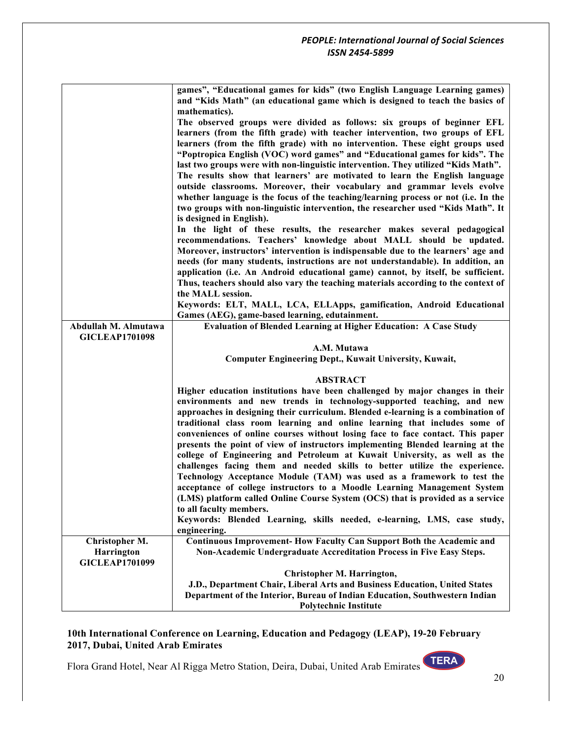| | |
|---|---|
| | games", "Educational games for kids" (two English Language Learning games) and "Kids Math" (an educational game which is designed to teach the basics of mathematics).<br>The observed groups were divided as follows: six groups of beginner EFL learners (from the fifth grade) with teacher intervention, two groups of EFL learners (from the fifth grade) with no intervention. These eight groups used "Poptropica English (VOC) word games" and "Educational games for kids". The last two groups were with non-linguistic intervention. They utilized "Kids Math".<br>The results show that learners' are motivated to learn the English language outside classrooms. Moreover, their vocabulary and grammar levels evolve whether language is the focus of the teaching/learning process or not (i.e. In the two groups with non-linguistic intervention, the researcher used "Kids Math". It is designed in English).<br>In the light of these results, the researcher makes several pedagogical recommendations. Teachers' knowledge about MALL should be updated. Moreover, instructors' intervention is indispensable due to the learners' age and needs (for many students, instructions are not understandable). In addition, an application (i.e. An Android educational game) cannot, by itself, be sufficient. Thus, teachers should also vary the teaching materials according to the context of the MALL session.<br>Keywords: ELT, MALL, LCA, ELLApps, gamification, Android Educational Games (AEG), game-based learning, edutainment. |
| **Abdullah M. Almutawa**<br>**GICLEAP1701098** | **Evaluation of Blended Learning at Higher Education: A Case Study**<br><br>**A.M. Mutawa**<br>**Computer Engineering Dept., Kuwait University, Kuwait,**<br><br>**ABSTRACT**<br>Higher education institutions have been challenged by major changes in their environments and new trends in technology-supported teaching, and new approaches in designing their curriculum. Blended e-learning is a combination of traditional class room learning and online learning that includes some of conveniences of online courses without losing face to face contact. This paper presents the point of view of instructors implementing Blended learning at the college of Engineering and Petroleum at Kuwait University, as well as the challenges facing them and needed skills to better utilize the experience. Technology Acceptance Module (TAM) was used as a framework to test the acceptance of college instructors to a Moodle Learning Management System (LMS) platform called Online Course System (OCS) that is provided as a service to all faculty members.<br>Keywords: Blended Learning, skills needed, e-learning, LMS, case study, engineering. |
| **Christopher M. Harrington**<br>**GICLEAP1701099** | **Continuous Improvement- How Faculty Can Support Both the Academic and Non-Academic Undergraduate Accreditation Process in Five Easy Steps.**<br><br>**Christopher M. Harrington,**<br>**J.D., Department Chair, Liberal Arts and Business Education, United States Department of the Interior, Bureau of Indian Education, Southwestern Indian Polytechnic Institute** |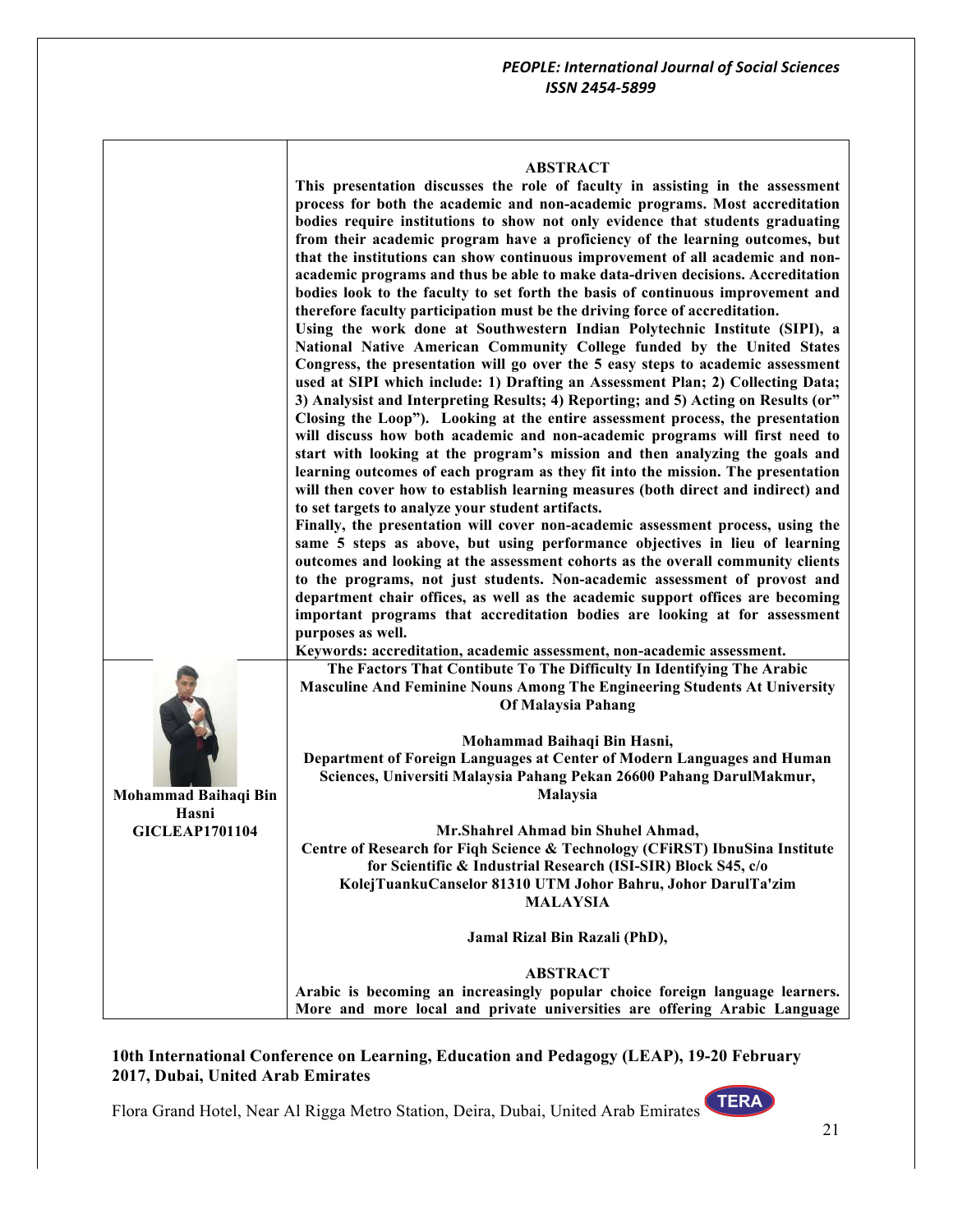**ABSTRACT**

**This presentation discusses the role of faculty in assisting in the assessment process for both the academic and non-academic programs. Most accreditation bodies require institutions to show not only evidence that students graduating from their academic program have a proficiency of the learning outcomes, but that the institutions can show continuous improvement of all academic and non-academic programs and thus be able to make data-driven decisions. Accreditation bodies look to the faculty to set forth the basis of continuous improvement and therefore faculty participation must be the driving force of accreditation.**

**Using the work done at Southwestern Indian Polytechnic Institute (SIPI), a National Native American Community College funded by the United States Congress, the presentation will go over the 5 easy steps to academic assessment used at SIPI which include: 1) Drafting an Assessment Plan; 2) Collecting Data; 3) Analysist and Interpreting Results; 4) Reporting; and 5) Acting on Results (or" Closing the Loop"). Looking at the entire assessment process, the presentation will discuss how both academic and non-academic programs will first need to start with looking at the program's mission and then analyzing the goals and learning outcomes of each program as they fit into the mission. The presentation will then cover how to establish learning measures (both direct and indirect) and to set targets to analyze your student artifacts.**

**Finally, the presentation will cover non-academic assessment process, using the same 5 steps as above, but using performance objectives in lieu of learning outcomes and looking at the assessment cohorts as the overall community clients to the programs, not just students. Non-academic assessment of provost and department chair offices, as well as the academic support offices are becoming important programs that accreditation bodies are looking at for assessment purposes as well.**

**Keywords: accreditation, academic assessment, non-academic assessment.**

**Mohammad Baihaqi Bin Hasni**
**GICLEAP1701104**

**The Factors That Contibute To The Difficulty In Identifying The Arabic Masculine And Feminine Nouns Among The Engineering Students At University Of Malaysia Pahang**

**Mohammad Baihaqi Bin Hasni,**
**Department of Foreign Languages at Center of Modern Languages and Human Sciences, Universiti Malaysia Pahang Pekan 26600 Pahang DarulMakmur, Malaysia**

**Mr.Shahrel Ahmad bin Shuhel Ahmad,**
**Centre of Research for Fiqh Science & Technology (CFiRST) IbnuSina Institute for Scientific & Industrial Research (ISI-SIR) Block S45, c/o KolejTuankuCanselor 81310 UTM Johor Bahru, Johor DarulTa'zim MALAYSIA**

**Jamal Rizal Bin Razali (PhD),**

**ABSTRACT**

**Arabic is becoming an increasingly popular choice foreign language learners. More and more local and private universities are offering Arabic Language**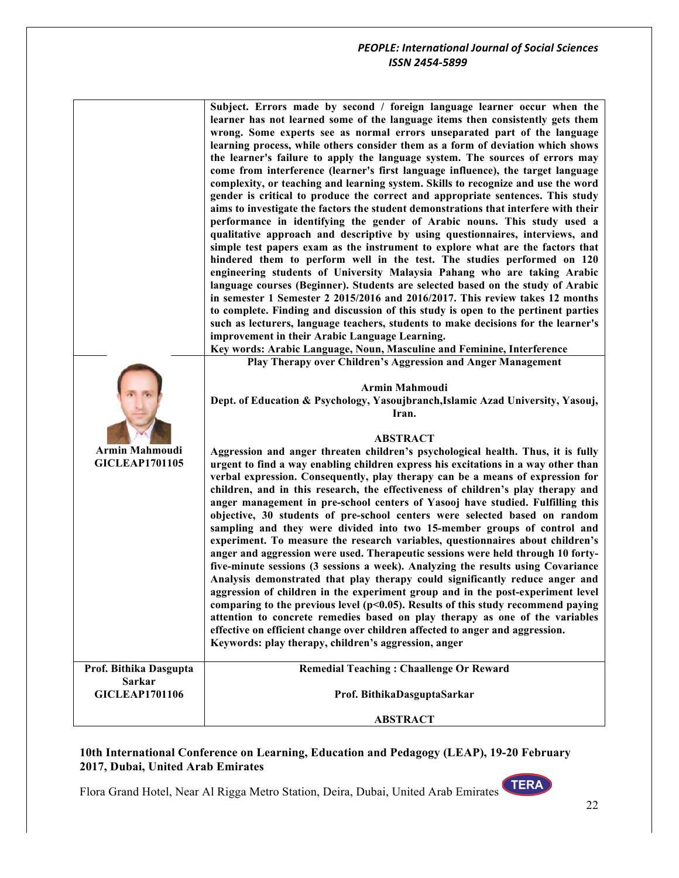| | |
|---|---|
| | **Subject. Errors made by second / foreign language learner occur when the learner has not learned some of the language items then consistently gets them wrong. Some experts see as normal errors unseparated part of the language learning process, while others consider them as a form of deviation which shows the learner's failure to apply the language system. The sources of errors may come from interference (learner's first language influence), the target language complexity, or teaching and learning system. Skills to recognize and use the word gender is critical to produce the correct and appropriate sentences. This study aims to investigate the factors the student demonstrations that interfere with their performance in identifying the gender of Arabic nouns. This study used a qualitative approach and descriptive by using questionnaires, interviews, and simple test papers exam as the instrument to explore what are the factors that hindered them to perform well in the test. The studies performed on 120 engineering students of University Malaysia Pahang who are taking Arabic language courses (Beginner). Students are selected based on the study of Arabic in semester 1 Semester 2 2015/2016 and 2016/2017. This review takes 12 months to complete. Finding and discussion of this study is open to the pertinent parties such as lecturers, language teachers, students to make decisions for the learner's improvement in their Arabic Language Learning.**<br>**Key words: Arabic Language, Noun, Masculine and Feminine, Interference** |
| **Armin Mahmoudi**<br>**GICLEAP1701105** | **Play Therapy over Children's Aggression and Anger Management**<br><br>**Armin Mahmoudi**<br>**Dept. of Education & Psychology, Yasoujbranch,Islamic Azad University, Yasouj, Iran.**<br><br>**ABSTRACT**<br>**Aggression and anger threaten children's psychological health. Thus, it is fully urgent to find a way enabling children express his excitations in a way other than verbal expression. Consequently, play therapy can be a means of expression for children, and in this research, the effectiveness of children's play therapy and anger management in pre-school centers of Yasooj have studied. Fulfilling this objective, 30 students of pre-school centers were selected based on random sampling and they were divided into two 15-member groups of control and experiment. To measure the research variables, questionnaires about children's anger and aggression were used. Therapeutic sessions were held through 10 forty-five-minute sessions (3 sessions a week). Analyzing the results using Covariance Analysis demonstrated that play therapy could significantly reduce anger and aggression of children in the experiment group and in the post-experiment level comparing to the previous level ($p<0.05$). Results of this study recommend paying attention to concrete remedies based on play therapy as one of the variables effective on efficient change over children affected to anger and aggression.**<br>**Keywords: play therapy, children's aggression, anger** |
| **Prof. Bithika Dasgupta Sarkar**<br>**GICLEAP1701106** | **Remedial Teaching : Chaallenge Or Reward**<br><br>**Prof. BithikaDasguptaSarkar**<br><br>**ABSTRACT** |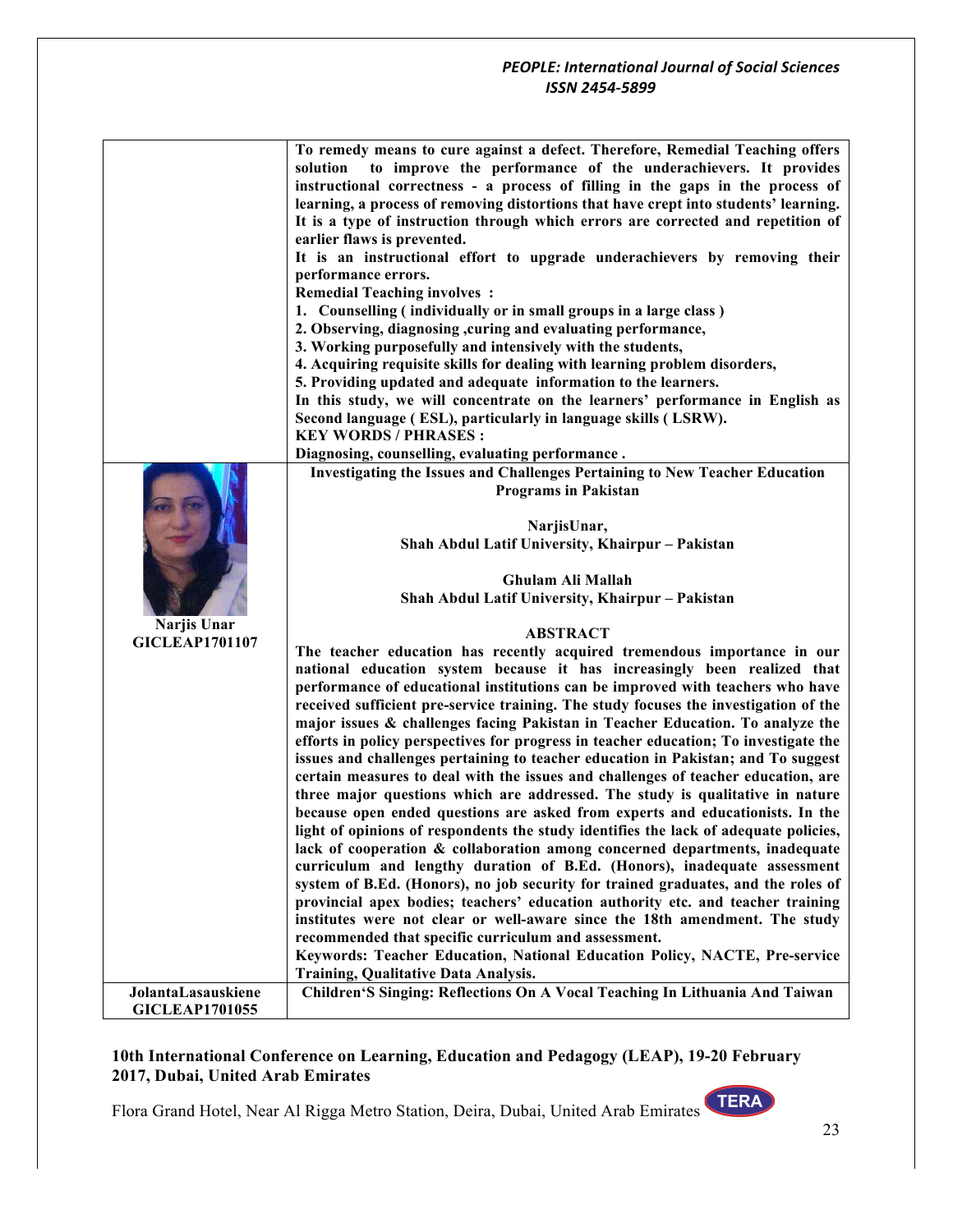**To remedy means to cure against a defect. Therefore, Remedial Teaching offers solution to improve the performance of the underachievers. It provides instructional correctness - a process of filling in the gaps in the process of learning, a process of removing distortions that have crept into students' learning. It is a type of instruction through which errors are corrected and repetition of earlier flaws is prevented.**

**It is an instructional effort to upgrade underachievers by removing their performance errors.**

**Remedial Teaching involves :**

1. **Counselling ( individually or in small groups in a large class )**
2. **Observing, diagnosing ,curing and evaluating performance,**
3. **Working purposefully and intensively with the students,**
4. **Acquiring requisite skills for dealing with learning problem disorders,**
5. **Providing updated and adequate information to the learners.**

**In this study, we will concentrate on the learners' performance in English as Second language ( ESL), particularly in language skills ( LSRW).**

**KEY WORDS / PHRASES :**

**Diagnosing, counselling, evaluating performance .**

---

**Narjis Unar**
**GICLEAP1701107**

## Investigating the Issues and Challenges Pertaining to New Teacher Education Programs in Pakistan

**NarjisUnar,**
**Shah Abdul Latif University, Khairpur – Pakistan**

**Ghulam Ali Mallah**
**Shah Abdul Latif University, Khairpur – Pakistan**

### ABSTRACT

**The teacher education has recently acquired tremendous importance in our national education system because it has increasingly been realized that performance of educational institutions can be improved with teachers who have received sufficient pre-service training. The study focuses the investigation of the major issues & challenges facing Pakistan in Teacher Education. To analyze the efforts in policy perspectives for progress in teacher education; To investigate the issues and challenges pertaining to teacher education in Pakistan; and To suggest certain measures to deal with the issues and challenges of teacher education, are three major questions which are addressed. The study is qualitative in nature because open ended questions are asked from experts and educationists. In the light of opinions of respondents the study identifies the lack of adequate policies, lack of cooperation & collaboration among concerned departments, inadequate curriculum and lengthy duration of B.Ed. (Honors), inadequate assessment system of B.Ed. (Honors), no job security for trained graduates, and the roles of provincial apex bodies; teachers' education authority etc. and teacher training institutes were not clear or well-aware since the 18th amendment. The study recommended that specific curriculum and assessment.**

**Keywords: Teacher Education, National Education Policy, NACTE, Pre-service Training, Qualitative Data Analysis.**

---

**JolantaLasauskiene**
**GICLEAP1701055**

## Children'S Singing: Reflections On A Vocal Teaching In Lithuania And Taiwan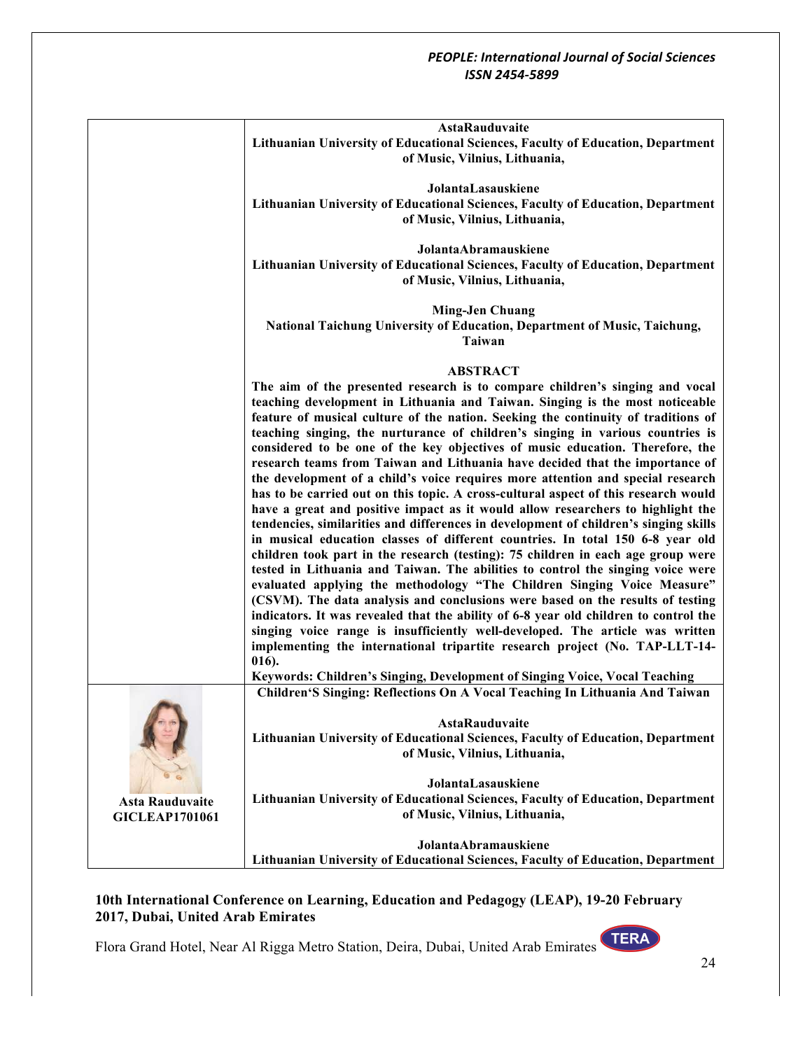**AstaRauduvaite**
**Lithuanian University of Educational Sciences, Faculty of Education, Department of Music, Vilnius, Lithuania,**

**JolantaLasauskiene**
**Lithuanian University of Educational Sciences, Faculty of Education, Department of Music, Vilnius, Lithuania,**

**JolantaAbramauskiene**
**Lithuanian University of Educational Sciences, Faculty of Education, Department of Music, Vilnius, Lithuania,**

**Ming-Jen Chuang**
**National Taichung University of Education, Department of Music, Taichung, Taiwan**

**ABSTRACT**

**The aim of the presented research is to compare children's singing and vocal teaching development in Lithuania and Taiwan. Singing is the most noticeable feature of musical culture of the nation. Seeking the continuity of traditions of teaching singing, the nurturance of children's singing in various countries is considered to be one of the key objectives of music education. Therefore, the research teams from Taiwan and Lithuania have decided that the importance of the development of a child's voice requires more attention and special research has to be carried out on this topic. A cross-cultural aspect of this research would have a great and positive impact as it would allow researchers to highlight the tendencies, similarities and differences in development of children's singing skills in musical education classes of different countries. In total 150 6-8 year old children took part in the research (testing): 75 children in each age group were tested in Lithuania and Taiwan. The abilities to control the singing voice were evaluated applying the methodology "The Children Singing Voice Measure" (CSVM). The data analysis and conclusions were based on the results of testing indicators. It was revealed that the ability of 6-8 year old children to control the singing voice range is insufficiently well-developed. The article was written implementing the international tripartite research project (No. TAP-LLT-14-016).**

**Keywords: Children's Singing, Development of Singing Voice, Vocal Teaching**

**Children'S Singing: Reflections On A Vocal Teaching In Lithuania And Taiwan**

**Asta Rauduvaite**
**GICLEAP1701061**

**AstaRauduvaite**
**Lithuanian University of Educational Sciences, Faculty of Education, Department of Music, Vilnius, Lithuania,**

**JolantaLasauskiene**
**Lithuanian University of Educational Sciences, Faculty of Education, Department of Music, Vilnius, Lithuania,**

**JolantaAbramauskiene**
**Lithuanian University of Educational Sciences, Faculty of Education, Department**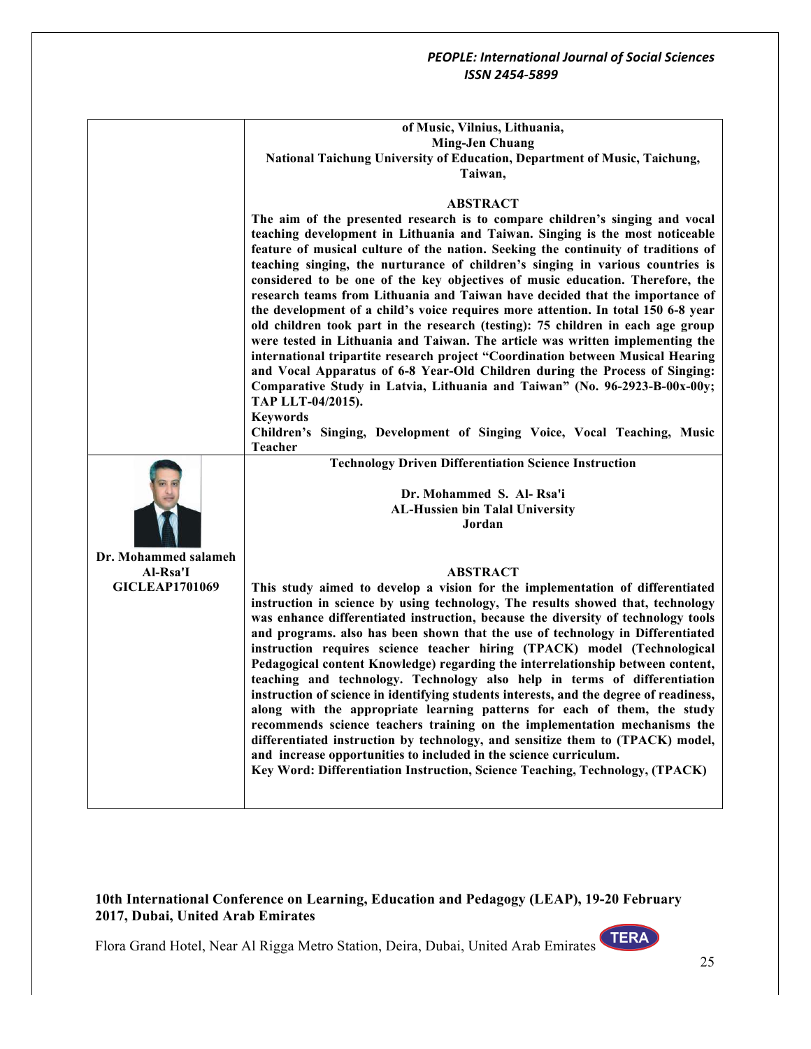of Music, Vilnius, Lithuania,
**Ming-Jen Chuang**
**National Taichung University of Education, Department of Music, Taichung, Taiwan,**

**ABSTRACT**

**The aim of the presented research is to compare children's singing and vocal teaching development in Lithuania and Taiwan. Singing is the most noticeable feature of musical culture of the nation. Seeking the continuity of traditions of teaching singing, the nurturance of children's singing in various countries is considered to be one of the key objectives of music education. Therefore, the research teams from Lithuania and Taiwan have decided that the importance of the development of a child's voice requires more attention. In total 150 6-8 year old children took part in the research (testing): 75 children in each age group were tested in Lithuania and Taiwan. The article was written implementing the international tripartite research project "Coordination between Musical Hearing and Vocal Apparatus of 6-8 Year-Old Children during the Process of Singing: Comparative Study in Latvia, Lithuania and Taiwan" (No. 96-2923-B-00x-00y; TAP LLT-04/2015).**

**Keywords**

**Children's Singing, Development of Singing Voice, Vocal Teaching, Music Teacher**

---

**Dr. Mohammed salameh Al-Rsa'I**
**GICLEAP1701069**

**Technology Driven Differentiation Science Instruction**

**Dr. Mohammed S. Al- Rsa'i**
**AL-Hussien bin Talal University**
**Jordan**

**ABSTRACT**

**This study aimed to develop a vision for the implementation of differentiated instruction in science by using technology, The results showed that, technology was enhance differentiated instruction, because the diversity of technology tools and programs. also has been shown that the use of technology in Differentiated instruction requires science teacher hiring (TPACK) model (Technological Pedagogical content Knowledge) regarding the interrelationship between content, teaching and technology. Technology also help in terms of differentiation instruction of science in identifying students interests, and the degree of readiness, along with the appropriate learning patterns for each of them, the study recommends science teachers training on the implementation mechanisms the differentiated instruction by technology, and sensitize them to (TPACK) model, and increase opportunities to included in the science curriculum.**

**Key Word: Differentiation Instruction, Science Teaching, Technology, (TPACK)**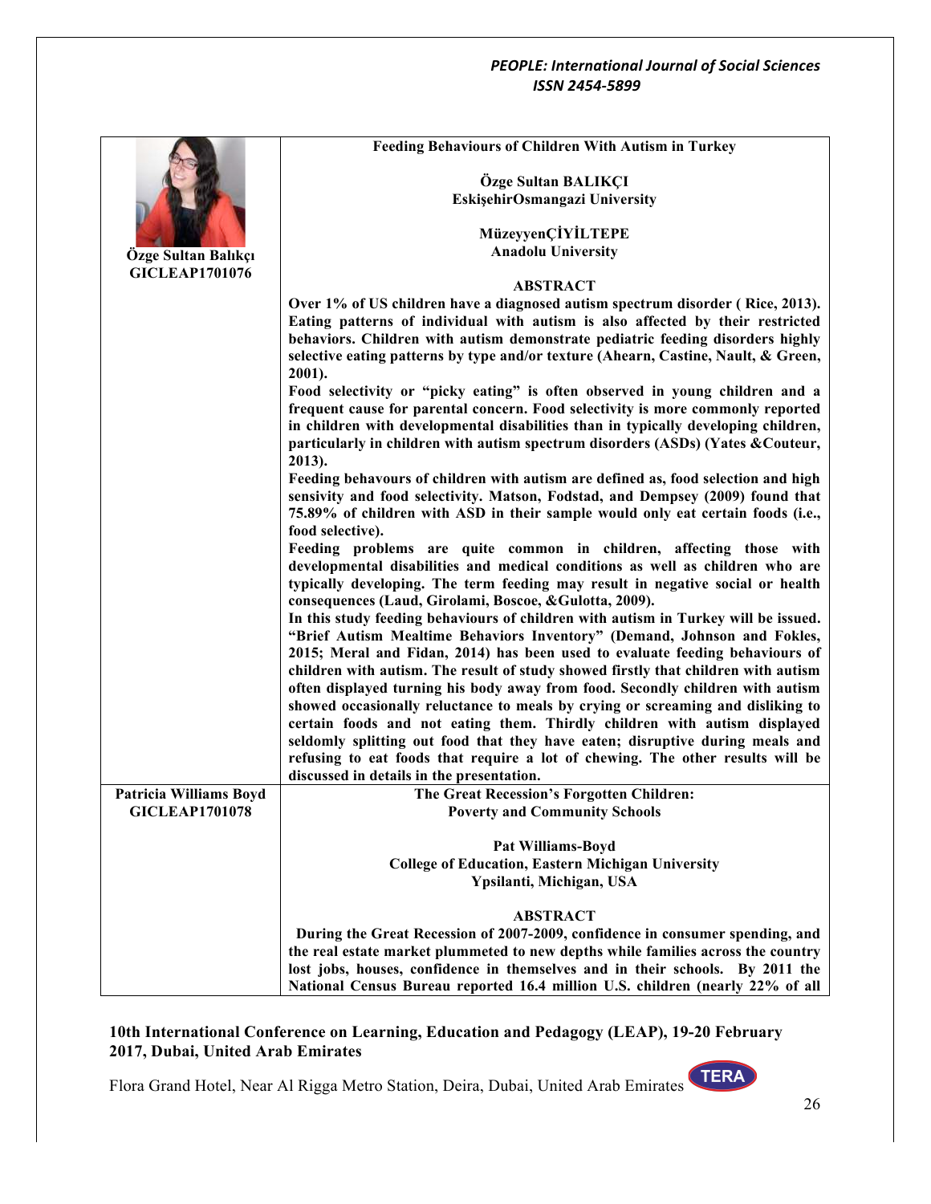**Özge Sultan Balıkçı**
**GICLEAP1701076**

## Feeding Behaviours of Children With Autism in Turkey

**Özge Sultan BALIKÇI**
**EskişehirOsmangazi University**

**MüzeyyenÇİYİLTEPE**
**Anadolu University**

### ABSTRACT

**Over 1% of US children have a diagnosed autism spectrum disorder ( Rice, 2013). Eating patterns of individual with autism is also affected by their restricted behaviors. Children with autism demonstrate pediatric feeding disorders highly selective eating patterns by type and/or texture (Ahearn, Castine, Nault, & Green, 2001).**

**Food selectivity or "picky eating" is often observed in young children and a frequent cause for parental concern. Food selectivity is more commonly reported in children with developmental disabilities than in typically developing children, particularly in children with autism spectrum disorders (ASDs) (Yates &Couteur, 2013).**

**Feeding behavours of children with autism are defined as, food selection and high sensivity and food selectivity. Matson, Fodstad, and Dempsey (2009) found that 75.89% of children with ASD in their sample would only eat certain foods (i.e., food selective).**

**Feeding problems are quite common in children, affecting those with developmental disabilities and medical conditions as well as children who are typically developing. The term feeding may result in negative social or health consequences (Laud, Girolami, Boscoe, &Gulotta, 2009).**

**In this study feeding behaviours of children with autism in Turkey will be issued. "Brief Autism Mealtime Behaviors Inventory" (Demand, Johnson and Fokles, 2015; Meral and Fidan, 2014) has been used to evaluate feeding behaviours of children with autism. The result of study showed firstly that children with autism often displayed turning his body away from food. Secondly children with autism showed occasionally reluctance to meals by crying or screaming and disliking to certain foods and not eating them. Thirdly children with autism displayed seldomly splitting out food that they have eaten; disruptive during meals and refusing to eat foods that require a lot of chewing. The other results will be discussed in details in the presentation.**

---

**Patricia Williams Boyd**
**GICLEAP1701078**

## The Great Recession's Forgotten Children: Poverty and Community Schools

**Pat Williams-Boyd**
**College of Education, Eastern Michigan University**
**Ypsilanti, Michigan, USA**

### ABSTRACT

**During the Great Recession of 2007-2009, confidence in consumer spending, and the real estate market plummeted to new depths while families across the country lost jobs, houses, confidence in themselves and in their schools. By 2011 the National Census Bureau reported 16.4 million U.S. children (nearly 22% of all**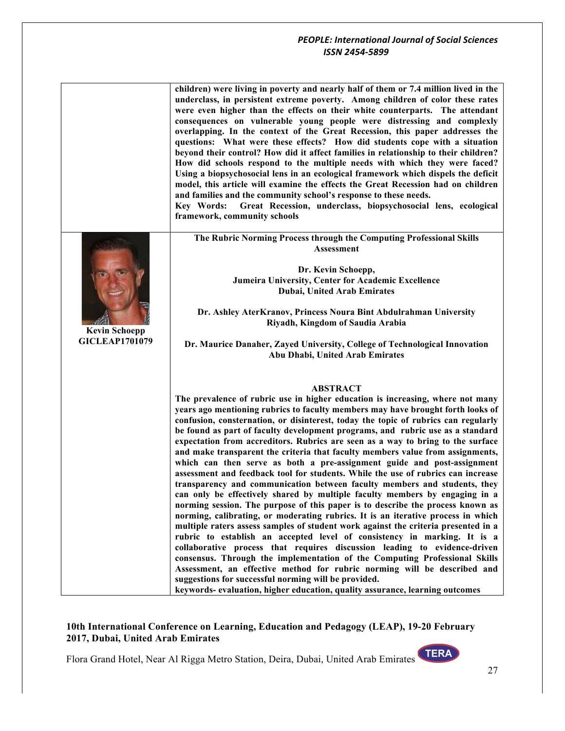**children) were living in poverty and nearly half of them or 7.4 million lived in the underclass, in persistent extreme poverty. Among children of color these rates were even higher than the effects on their white counterparts. The attendant consequences on vulnerable young people were distressing and complexly overlapping. In the context of the Great Recession, this paper addresses the questions: What were these effects? How did students cope with a situation beyond their control? How did it affect families in relationship to their children? How did schools respond to the multiple needs with which they were faced? Using a biopsychosocial lens in an ecological framework which dispels the deficit model, this article will examine the effects the Great Recession had on children and families and the community school's response to these needs.**

**Key Words: Great Recession, underclass, biopsychosocial lens, ecological framework, community schools**

---

**Kevin Schoepp**
**GICLEAP1701079**

**The Rubric Norming Process through the Computing Professional Skills Assessment**

**Dr. Kevin Schoepp,**
**Jumeira University, Center for Academic Excellence**
**Dubai, United Arab Emirates**

**Dr. Ashley AterKranov, Princess Noura Bint Abdulrahman University**
**Riyadh, Kingdom of Saudia Arabia**

**Dr. Maurice Danaher, Zayed University, College of Technological Innovation**
**Abu Dhabi, United Arab Emirates**

**ABSTRACT**

**The prevalence of rubric use in higher education is increasing, where not many years ago mentioning rubrics to faculty members may have brought forth looks of confusion, consternation, or disinterest, today the topic of rubrics can regularly be found as part of faculty development programs, and rubric use as a standard expectation from accreditors. Rubrics are seen as a way to bring to the surface and make transparent the criteria that faculty members value from assignments, which can then serve as both a pre-assignment guide and post-assignment assessment and feedback tool for students. While the use of rubrics can increase transparency and communication between faculty members and students, they can only be effectively shared by multiple faculty members by engaging in a norming session. The purpose of this paper is to describe the process known as norming, calibrating, or moderating rubrics. It is an iterative process in which multiple raters assess samples of student work against the criteria presented in a rubric to establish an accepted level of consistency in marking. It is a collaborative process that requires discussion leading to evidence-driven consensus. Through the implementation of the Computing Professional Skills Assessment, an effective method for rubric norming will be described and suggestions for successful norming will be provided.**

**keywords- evaluation, higher education, quality assurance, learning outcomes**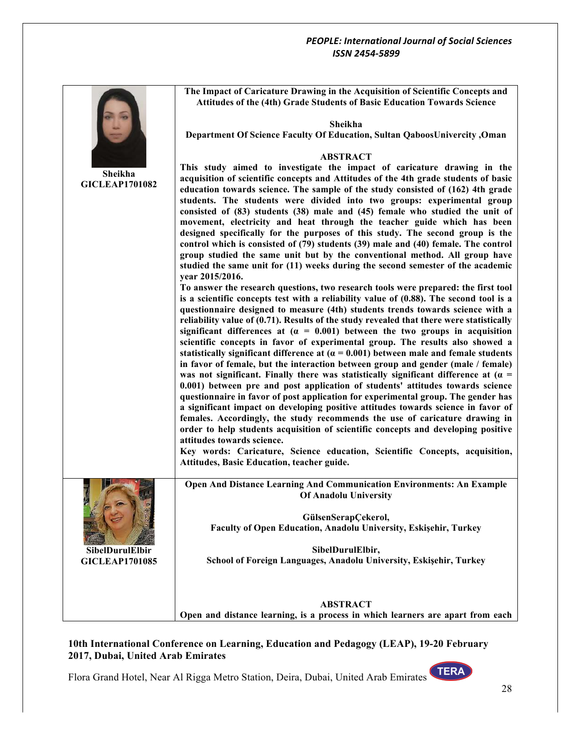Sheikha
GICLEAP1701082

**The Impact of Caricature Drawing in the Acquisition of Scientific Concepts and Attitudes of the (4th) Grade Students of Basic Education Towards Science**

**Sheikha**
**Department Of Science Faculty Of Education, Sultan QaboosUnivercity ,Oman**

**ABSTRACT**

**This study aimed to investigate the impact of caricature drawing in the acquisition of scientific concepts and Attitudes of the 4th grade students of basic education towards science. The sample of the study consisted of (162) 4th grade students. The students were divided into two groups: experimental group consisted of (83) students (38) male and (45) female who studied the unit of movement, electricity and heat through the teacher guide which has been designed specifically for the purposes of this study. The second group is the control which is consisted of (79) students (39) male and (40) female. The control group studied the same unit but by the conventional method. All group have studied the same unit for (11) weeks during the second semester of the academic year 2015/2016.**

**To answer the research questions, two research tools were prepared: the first tool is a scientific concepts test with a reliability value of (0.88). The second tool is a questionnaire designed to measure (4th) students trends towards science with a reliability value of (0.71). Results of the study revealed that there were statistically significant differences at ($\alpha$ = 0.001) between the two groups in acquisition scientific concepts in favor of experimental group. The results also showed a statistically significant difference at ($\alpha$ = 0.001) between male and female students in favor of female, but the interaction between group and gender (male / female) was not significant. Finally there was statistically significant difference at ($\alpha$ = 0.001) between pre and post application of students' attitudes towards science questionnaire in favor of post application for experimental group. The gender has a significant impact on developing positive attitudes towards science in favor of females. Accordingly, the study recommends the use of caricature drawing in order to help students acquisition of scientific concepts and developing positive attitudes towards science.**

**Key words: Caricature, Science education, Scientific Concepts, acquisition, Attitudes, Basic Education, teacher guide.**

SibelDurulElbir
GICLEAP1701085

**Open And Distance Learning And Communication Environments: An Example Of Anadolu University**

**GülsenSerapÇekerol,**
**Faculty of Open Education, Anadolu University, Eskişehir, Turkey**

**SibelDurulElbir,**
**School of Foreign Languages, Anadolu University, Eskişehir, Turkey**

**ABSTRACT**

**Open and distance learning, is a process in which learners are apart from each**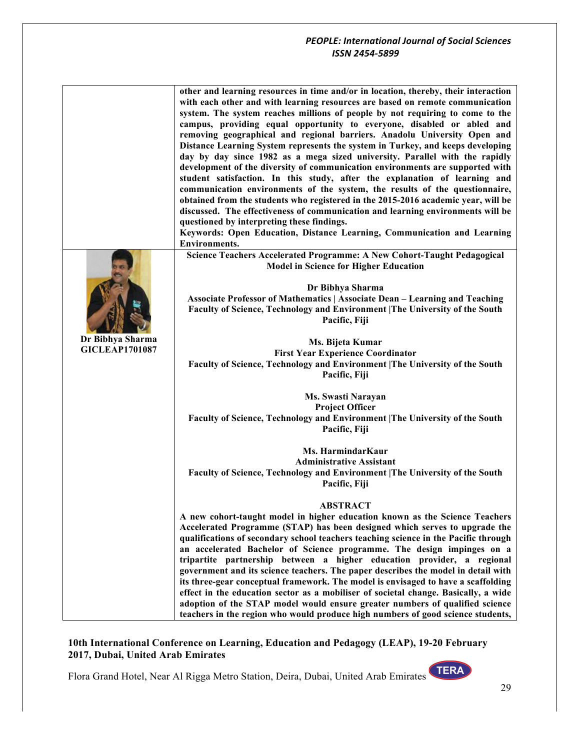**other and learning resources in time and/or in location, thereby, their interaction with each other and with learning resources are based on remote communication system. The system reaches millions of people by not requiring to come to the campus, providing equal opportunity to everyone, disabled or abled and removing geographical and regional barriers. Anadolu University Open and Distance Learning System represents the system in Turkey, and keeps developing day by day since 1982 as a mega sized university. Parallel with the rapidly development of the diversity of communication environments are supported with student satisfaction. In this study, after the explanation of learning and communication environments of the system, the results of the questionnaire, obtained from the students who registered in the 2015-2016 academic year, will be discussed. The effectiveness of communication and learning environments will be questioned by interpreting these findings.**

**Keywords: Open Education, Distance Learning, Communication and Learning Environments.**

**Dr Bibhya Sharma**
**GICLEAP1701087**

## Science Teachers Accelerated Programme: A New Cohort-Taught Pedagogical Model in Science for Higher Education

**Dr Bibhya Sharma**
**Associate Professor of Mathematics | Associate Dean – Learning and Teaching**
**Faculty of Science, Technology and Environment |The University of the South Pacific, Fiji**

**Ms. Bijeta Kumar**
**First Year Experience Coordinator**
**Faculty of Science, Technology and Environment |The University of the South Pacific, Fiji**

**Ms. Swasti Narayan**
**Project Officer**
**Faculty of Science, Technology and Environment |The University of the South Pacific, Fiji**

**Ms. HarmindarKaur**
**Administrative Assistant**
**Faculty of Science, Technology and Environment |The University of the South Pacific, Fiji**

### ABSTRACT

**A new cohort-taught model in higher education known as the Science Teachers Accelerated Programme (STAP) has been designed which serves to upgrade the qualifications of secondary school teachers teaching science in the Pacific through an accelerated Bachelor of Science programme. The design impinges on a tripartite partnership between a higher education provider, a regional government and its science teachers. The paper describes the model in detail with its three-gear conceptual framework. The model is envisaged to have a scaffolding effect in the education sector as a mobiliser of societal change. Basically, a wide adoption of the STAP model would ensure greater numbers of qualified science teachers in the region who would produce high numbers of good science students,**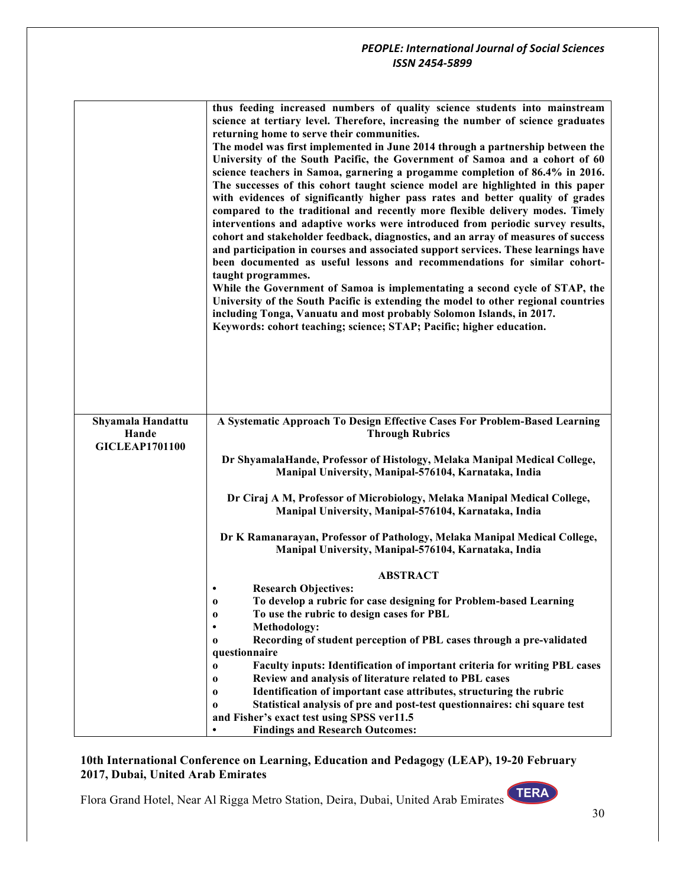| | |
|---|---|
| | **thus feeding increased numbers of quality science students into mainstream science at tertiary level. Therefore, increasing the number of science graduates returning home to serve their communities.** **The model was first implemented in June 2014 through a partnership between the University of the South Pacific, the Government of Samoa and a cohort of 60 science teachers in Samoa, garnering a progamme completion of 86.4% in 2016. The successes of this cohort taught science model are highlighted in this paper with evidences of significantly higher pass rates and better quality of grades compared to the traditional and recently more flexible delivery modes. Timely interventions and adaptive works were introduced from periodic survey results, cohort and stakeholder feedback, diagnostics, and an array of measures of success and participation in courses and associated support services. These learnings have been documented as useful lessons and recommendations for similar cohort-taught programmes.** **While the Government of Samoa is implementating a second cycle of STAP, the University of the South Pacific is extending the model to other regional countries including Tonga, Vanuatu and most probably Solomon Islands, in 2017.** **Keywords: cohort teaching; science; STAP; Pacific; higher education.** |
| **Shyamala Handattu Hande GICLEAP1701100** | **A Systematic Approach To Design Effective Cases For Problem-Based Learning Through Rubrics** **Dr ShyamalaHande, Professor of Histology, Melaka Manipal Medical College, Manipal University, Manipal-576104, Karnataka, India** **Dr Ciraj A M, Professor of Microbiology, Melaka Manipal Medical College, Manipal University, Manipal-576104, Karnataka, India** **Dr K Ramanarayan, Professor of Pathology, Melaka Manipal Medical College, Manipal University, Manipal-576104, Karnataka, India** **ABSTRACT** • **Research Objectives:** o **To develop a rubric for case designing for Problem-based Learning** o **To use the rubric to design cases for PBL** • **Methodology:** o **Recording of student perception of PBL cases through a pre-validated questionnaire** o **Faculty inputs: Identification of important criteria for writing PBL cases** o **Review and analysis of literature related to PBL cases** o **Identification of important case attributes, structuring the rubric** o **Statistical analysis of pre and post-test questionnaires: chi square test and Fisher's exact test using SPSS ver11.5** • **Findings and Research Outcomes:** |

**10th International Conference on Learning, Education and Pedagogy (LEAP), 19-20 February 2017, Dubai, United Arab Emirates**

Flora Grand Hotel, Near Al Rigga Metro Station, Deira, Dubai, United Arab Emirates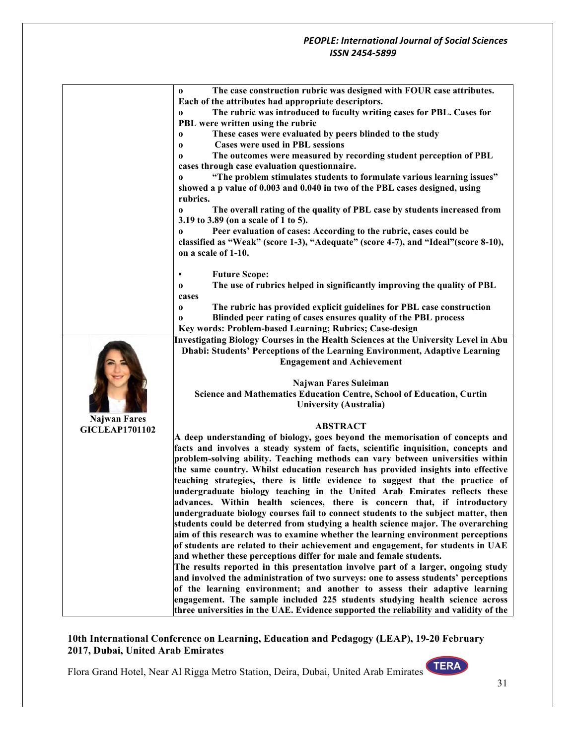- **The case construction rubric was designed with FOUR case attributes. Each of the attributes had appropriate descriptors.**
- **The rubric was introduced to faculty writing cases for PBL. Cases for PBL were written using the rubric**
- **These cases were evaluated by peers blinded to the study**
- **Cases were used in PBL sessions**
- **The outcomes were measured by recording student perception of PBL cases through case evaluation questionnaire.**
- **"The problem stimulates students to formulate various learning issues" showed a p value of 0.003 and 0.040 in two of the PBL cases designed, using rubrics.**
- **The overall rating of the quality of PBL case by students increased from 3.19 to 3.89 (on a scale of 1 to 5).**
- **Peer evaluation of cases: According to the rubric, cases could be classified as "Weak" (score 1-3), "Adequate" (score 4-7), and "Ideal"(score 8-10), on a scale of 1-10.**

- **Future Scope:**
  - **The use of rubrics helped in significantly improving the quality of PBL cases**
  - **The rubric has provided explicit guidelines for PBL case construction**
  - **Blinded peer rating of cases ensures quality of the PBL process**

**Key words: Problem-based Learning; Rubrics; Case-design**

## Investigating Biology Courses in the Health Sciences at the University Level in Abu Dhabi: Students' Perceptions of the Learning Environment, Adaptive Learning Engagement and Achievement

**Najwan Fares**
**GICLEAP1701102**

**Najwan Fares Suleiman**
**Science and Mathematics Education Centre, School of Education, Curtin University (Australia)**

**ABSTRACT**

**A deep understanding of biology, goes beyond the memorisation of concepts and facts and involves a steady system of facts, scientific inquisition, concepts and problem-solving ability. Teaching methods can vary between universities within the same country. Whilst education research has provided insights into effective teaching strategies, there is little evidence to suggest that the practice of undergraduate biology teaching in the United Arab Emirates reflects these advances. Within health sciences, there is concern that, if introductory undergraduate biology courses fail to connect students to the subject matter, then students could be deterred from studying a health science major. The overarching aim of this research was to examine whether the learning environment perceptions of students are related to their achievement and engagement, for students in UAE and whether these perceptions differ for male and female students.**

**The results reported in this presentation involve part of a larger, ongoing study and involved the administration of two surveys: one to assess students' perceptions of the learning environment; and another to assess their adaptive learning engagement. The sample included 225 students studying health science across three universities in the UAE. Evidence supported the reliability and validity of the**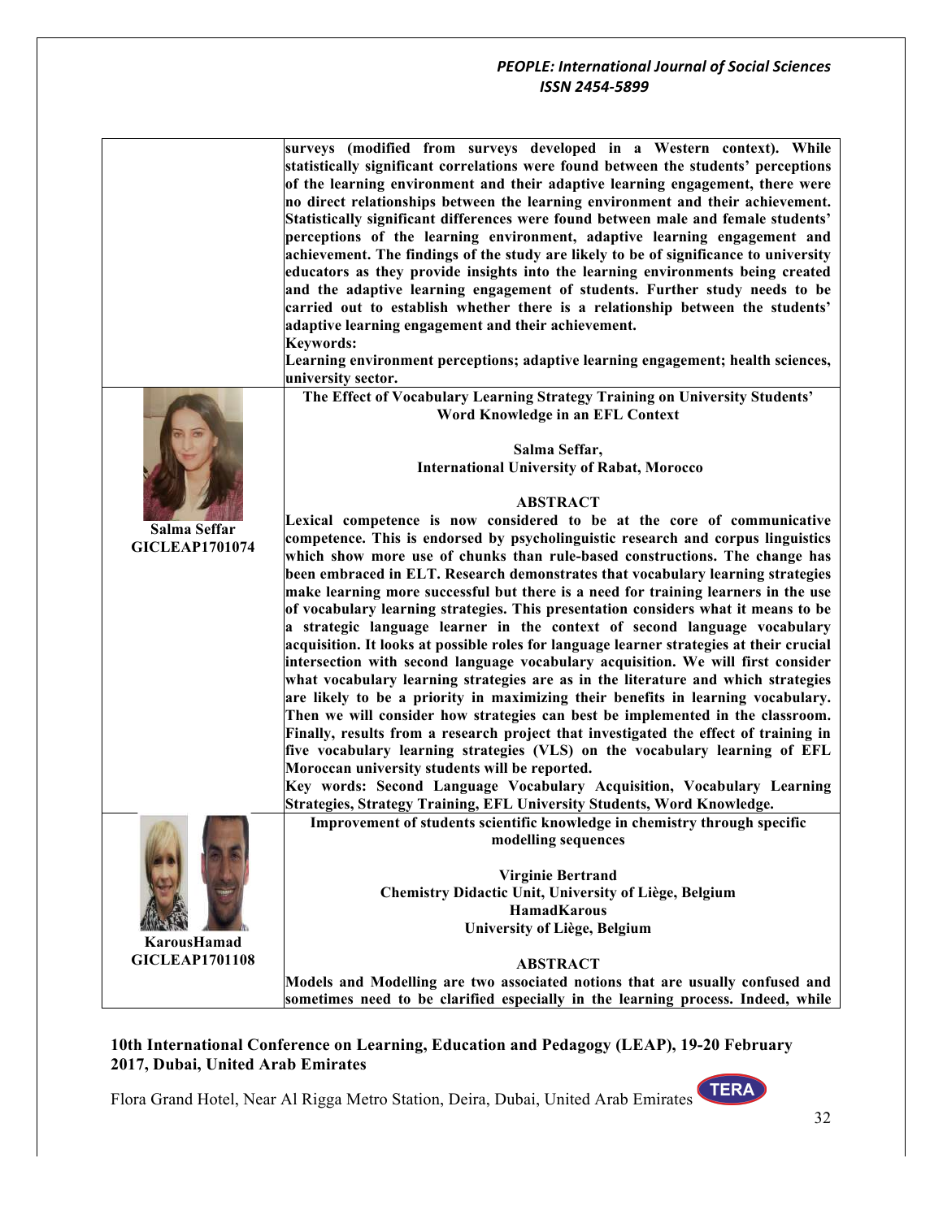**surveys (modified from surveys developed in a Western context). While statistically significant correlations were found between the students' perceptions of the learning environment and their adaptive learning engagement, there were no direct relationships between the learning environment and their achievement. Statistically significant differences were found between male and female students' perceptions of the learning environment, adaptive learning engagement and achievement. The findings of the study are likely to be of significance to university educators as they provide insights into the learning environments being created and the adaptive learning engagement of students. Further study needs to be carried out to establish whether there is a relationship between the students' adaptive learning engagement and their achievement.**

**Keywords:**

**Learning environment perceptions; adaptive learning engagement; health sciences, university sector.**

**Salma Seffar**
**GICLEAP1701074**

## The Effect of Vocabulary Learning Strategy Training on University Students' Word Knowledge in an EFL Context

**Salma Seffar,**
**International University of Rabat, Morocco**

### ABSTRACT

**Lexical competence is now considered to be at the core of communicative competence. This is endorsed by psycholinguistic research and corpus linguistics which show more use of chunks than rule-based constructions. The change has been embraced in ELT. Research demonstrates that vocabulary learning strategies make learning more successful but there is a need for training learners in the use of vocabulary learning strategies. This presentation considers what it means to be a strategic language learner in the context of second language vocabulary acquisition. It looks at possible roles for language learner strategies at their crucial intersection with second language vocabulary acquisition. We will first consider what vocabulary learning strategies are as in the literature and which strategies are likely to be a priority in maximizing their benefits in learning vocabulary. Then we will consider how strategies can best be implemented in the classroom. Finally, results from a research project that investigated the effect of training in five vocabulary learning strategies (VLS) on the vocabulary learning of EFL Moroccan university students will be reported.**

**Key words: Second Language Vocabulary Acquisition, Vocabulary Learning Strategies, Strategy Training, EFL University Students, Word Knowledge.**

**KarousHamad**
**GICLEAP1701108**

## Improvement of students scientific knowledge in chemistry through specific modelling sequences

**Virginie Bertrand**
**Chemistry Didactic Unit, University of Liège, Belgium**
**HamadKarous**
**University of Liège, Belgium**

### ABSTRACT

**Models and Modelling are two associated notions that are usually confused and sometimes need to be clarified especially in the learning process. Indeed, while**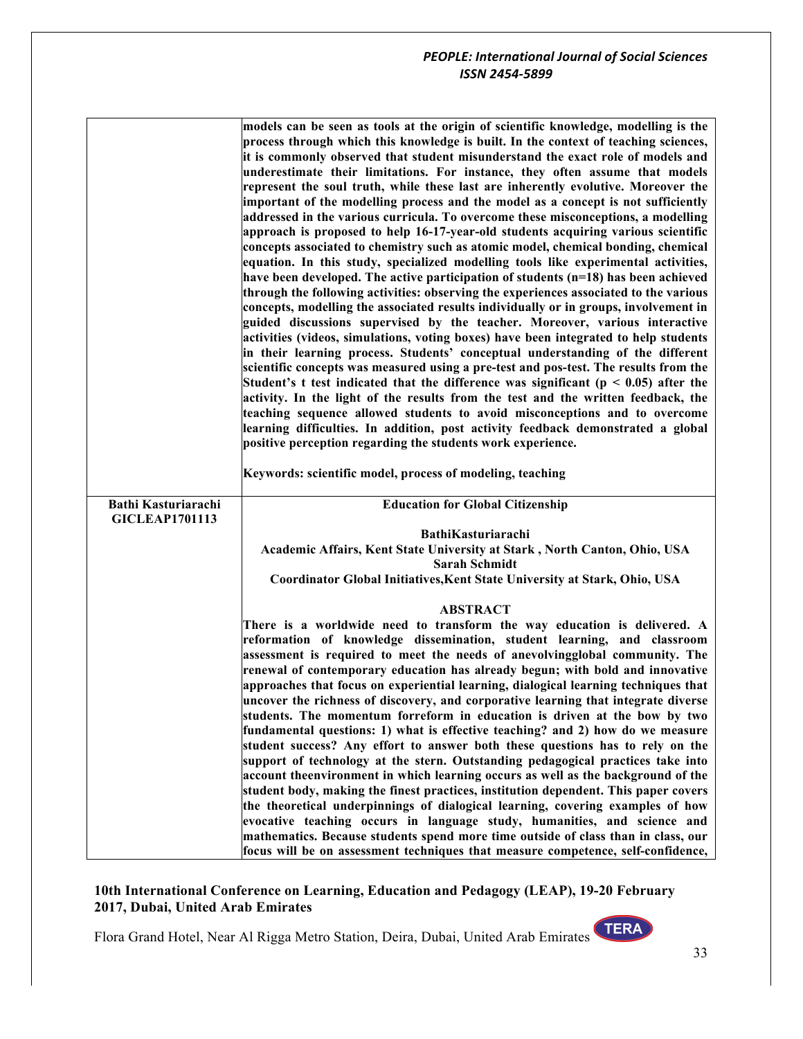| | |
|---|---|
| | **models can be seen as tools at the origin of scientific knowledge, modelling is the process through which this knowledge is built. In the context of teaching sciences, it is commonly observed that student misunderstand the exact role of models and underestimate their limitations. For instance, they often assume that models represent the soul truth, while these last are inherently evolutive. Moreover the important of the modelling process and the model as a concept is not sufficiently addressed in the various curricula. To overcome these misconceptions, a modelling approach is proposed to help 16-17-year-old students acquiring various scientific concepts associated to chemistry such as atomic model, chemical bonding, chemical equation. In this study, specialized modelling tools like experimental activities, have been developed. The active participation of students (n=18) has been achieved through the following activities: observing the experiences associated to the various concepts, modelling the associated results individually or in groups, involvement in guided discussions supervised by the teacher. Moreover, various interactive activities (videos, simulations, voting boxes) have been integrated to help students in their learning process. Students' conceptual understanding of the different scientific concepts was measured using a pre-test and pos-test. The results from the Student's t test indicated that the difference was significant ($p < 0.05$) after the activity. In the light of the results from the test and the written feedback, the teaching sequence allowed students to avoid misconceptions and to overcome learning difficulties. In addition, post activity feedback demonstrated a global positive perception regarding the students work experience.**<br><br>**Keywords: scientific model, process of modeling, teaching** |
| **Bathi Kasturiarachi GICLEAP1701113** | **Education for Global Citizenship**<br><br>**BathiKasturiarachi**<br>**Academic Affairs, Kent State University at Stark , North Canton, Ohio, USA**<br>**Sarah Schmidt**<br>**Coordinator Global Initiatives,Kent State University at Stark, Ohio, USA**<br><br>**ABSTRACT**<br>**There is a worldwide need to transform the way education is delivered. A reformation of knowledge dissemination, student learning, and classroom assessment is required to meet the needs of anevolvingglobal community. The renewal of contemporary education has already begun; with bold and innovative approaches that focus on experiential learning, dialogical learning techniques that uncover the richness of discovery, and corporative learning that integrate diverse students. The momentum forreform in education is driven at the bow by two fundamental questions: 1) what is effective teaching? and 2) how do we measure student success? Any effort to answer both these questions has to rely on the support of technology at the stern. Outstanding pedagogical practices take into account theenvironment in which learning occurs as well as the background of the student body, making the finest practices, institution dependent. This paper covers the theoretical underpinnings of dialogical learning, covering examples of how evocative teaching occurs in language study, humanities, and science and mathematics. Because students spend more time outside of class than in class, our focus will be on assessment techniques that measure competence, self-confidence,** |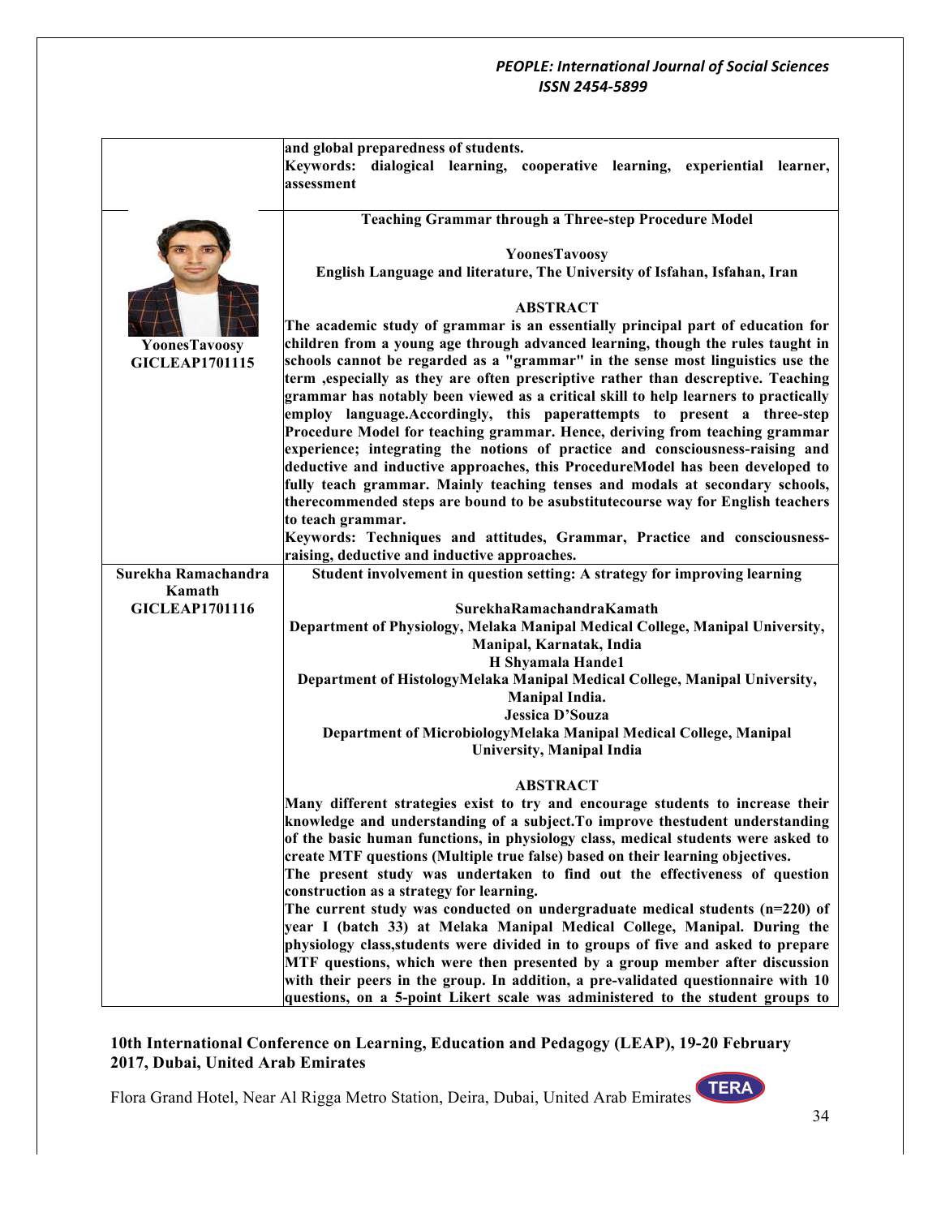| | |
|---|---|
| | **and global preparedness of students.**<br>**Keywords: dialogical learning, cooperative learning, experiential learner, assessment** |
| **YoonesTavoosy**<br>**GICLEAP1701115** | **Teaching Grammar through a Three-step Procedure Model**<br><br>**YoonesTavoosy**<br>**English Language and literature, The University of Isfahan, Isfahan, Iran**<br><br>**ABSTRACT**<br>**The academic study of grammar is an essentially principal part of education for children from a young age through advanced learning, though the rules taught in schools cannot be regarded as a "grammar" in the sense most linguistics use the term ,especially as they are often prescriptive rather than descreptive. Teaching grammar has notably been viewed as a critical skill to help learners to practically employ language.Accordingly, this paperattempts to present a three-step Procedure Model for teaching grammar. Hence, deriving from teaching grammar experience; integrating the notions of practice and consciousness-raising and deductive and inductive approaches, this ProcedureModel has been developed to fully teach grammar. Mainly teaching tenses and modals at secondary schools, therecommended steps are bound to be asubstitutecourse way for English teachers to teach grammar.**<br>**Keywords: Techniques and attitudes, Grammar, Practice and consciousness-raising, deductive and inductive approaches.** |
| **Surekha Ramachandra Kamath**<br>**GICLEAP1701116** | **Student involvement in question setting: A strategy for improving learning**<br><br>**SurekhaRamachandraKamath**<br>**Department of Physiology, Melaka Manipal Medical College, Manipal University, Manipal, Karnatak, India**<br>**H Shyamala Hande1**<br>**Department of HistologyMelaka Manipal Medical College, Manipal University, Manipal India.**<br>**Jessica D'Souza**<br>**Department of MicrobiologyMelaka Manipal Medical College, Manipal University, Manipal India**<br><br>**ABSTRACT**<br>**Many different strategies exist to try and encourage students to increase their knowledge and understanding of a subject.To improve thestudent understanding of the basic human functions, in physiology class, medical students were asked to create MTF questions (Multiple true false) based on their learning objectives.**<br>**The present study was undertaken to find out the effectiveness of question construction as a strategy for learning.**<br>**The current study was conducted on undergraduate medical students (n=220) of year I (batch 33) at Melaka Manipal Medical College, Manipal. During the physiology class,students were divided in to groups of five and asked to prepare MTF questions, which were then presented by a group member after discussion with their peers in the group. In addition, a pre-validated questionnaire with 10 questions, on a 5-point Likert scale was administered to the student groups to** |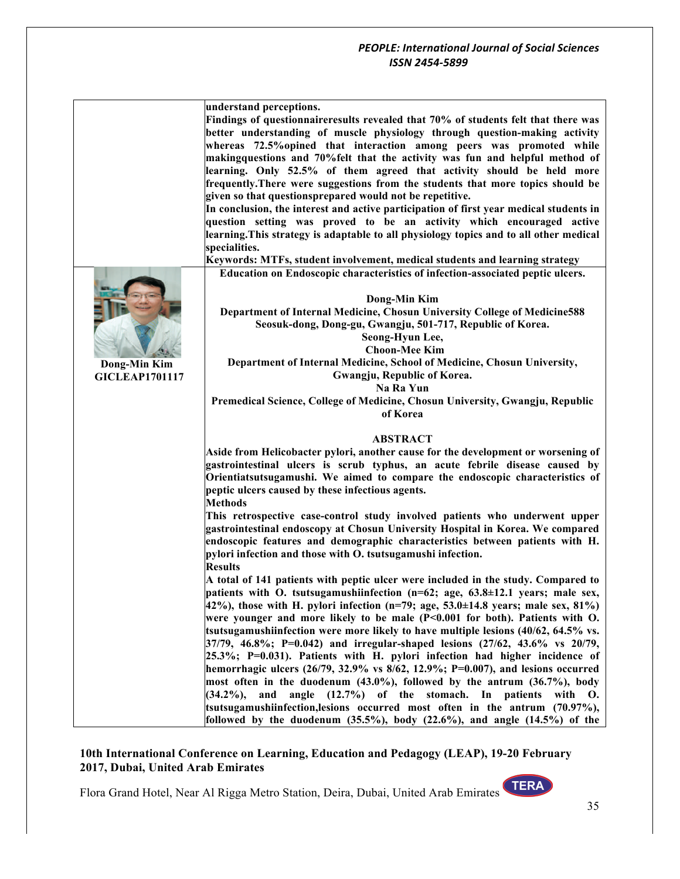**understand perceptions.**

**Findings of questionnaireresults revealed that 70% of students felt that there was better understanding of muscle physiology through question-making activity whereas 72.5%opined that interaction among peers was promoted while makingquestions and 70%felt that the activity was fun and helpful method of learning. Only 52.5% of them agreed that activity should be held more frequently.There were suggestions from the students that more topics should be given so that questionsprepared would not be repetitive.**

**In conclusion, the interest and active participation of first year medical students in question setting was proved to be an activity which encouraged active learning.This strategy is adaptable to all physiology topics and to all other medical specialities.**

**Keywords: MTFs, student involvement, medical students and learning strategy**

**Dong-Min Kim**
**GICLEAP1701117**

**Education on Endoscopic characteristics of infection-associated peptic ulcers.**

**Dong-Min Kim**
**Department of Internal Medicine, Chosun University College of Medicine588 Seosuk-dong, Dong-gu, Gwangju, 501-717, Republic of Korea.**
**Seong-Hyun Lee,**
**Choon-Mee Kim**
**Department of Internal Medicine, School of Medicine, Chosun University, Gwangju, Republic of Korea.**
**Na Ra Yun**
**Premedical Science, College of Medicine, Chosun University, Gwangju, Republic of Korea**

**ABSTRACT**

**Aside from Helicobacter pylori, another cause for the development or worsening of gastrointestinal ulcers is scrub typhus, an acute febrile disease caused by Orientiatsutsugamushi. We aimed to compare the endoscopic characteristics of peptic ulcers caused by these infectious agents.**

**Methods**

**This retrospective case-control study involved patients who underwent upper gastrointestinal endoscopy at Chosun University Hospital in Korea. We compared endoscopic features and demographic characteristics between patients with H. pylori infection and those with O. tsutsugamushi infection.**

**Results**

**A total of 141 patients with peptic ulcer were included in the study. Compared to patients with O. tsutsugamushiinfection (n=62; age, 63.8±12.1 years; male sex, 42%), those with H. pylori infection (n=79; age, 53.0±14.8 years; male sex, 81%) were younger and more likely to be male (P<0.001 for both). Patients with O. tsutsugamushiinfection were more likely to have multiple lesions (40/62, 64.5% vs. 37/79, 46.8%; P=0.042) and irregular-shaped lesions (27/62, 43.6% vs 20/79, 25.3%; P=0.031). Patients with H. pylori infection had higher incidence of hemorrhagic ulcers (26/79, 32.9% vs 8/62, 12.9%; P=0.007), and lesions occurred most often in the duodenum (43.0%), followed by the antrum (36.7%), body (34.2%), and angle (12.7%) of the stomach. In patients with O. tsutsugamushiinfection,lesions occurred most often in the antrum (70.97%), followed by the duodenum (35.5%), body (22.6%), and angle (14.5%) of the**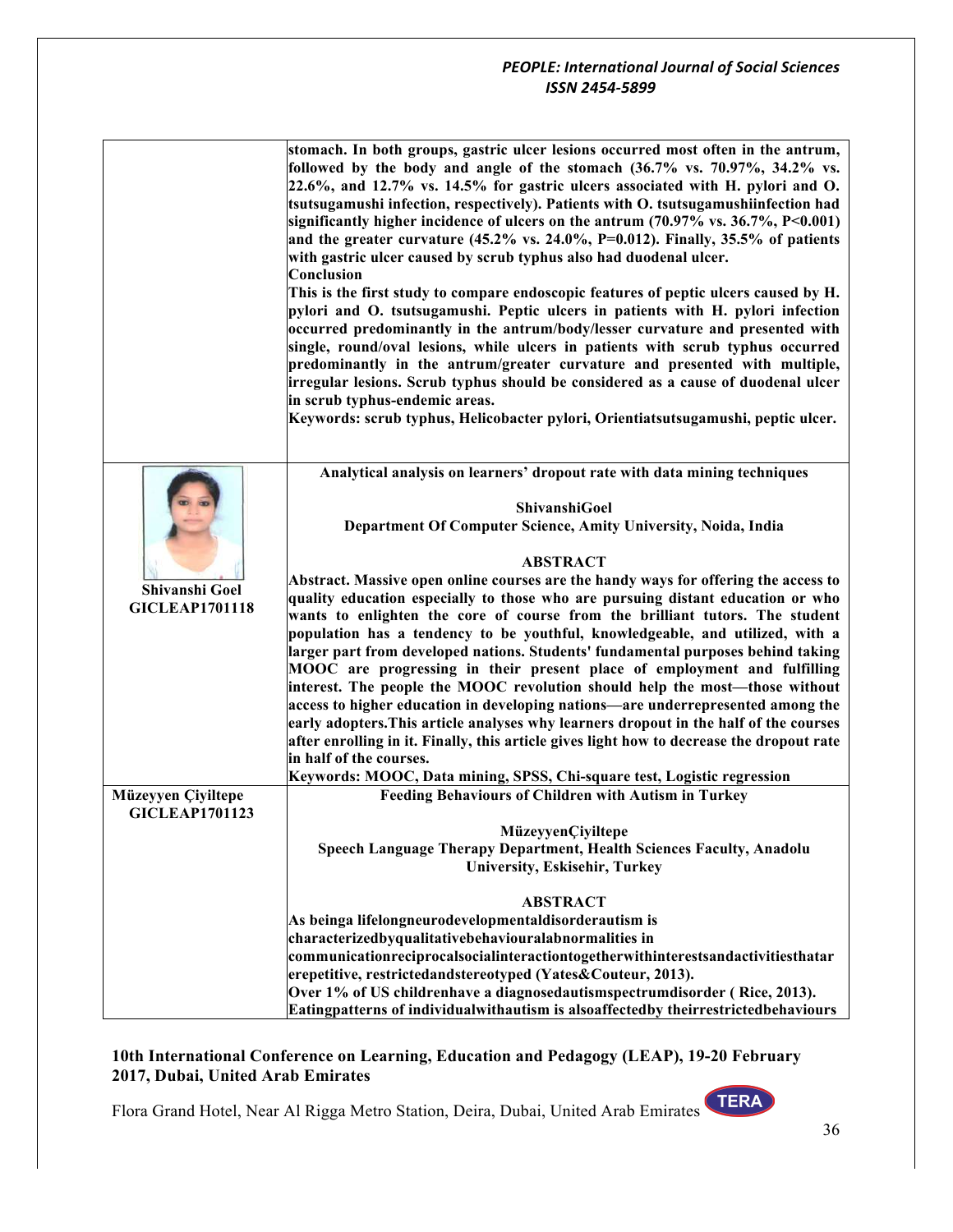| | |
|---|---|
| | stomach. In both groups, gastric ulcer lesions occurred most often in the antrum, followed by the body and angle of the stomach (36.7% vs. 70.97%, 34.2% vs. 22.6%, and 12.7% vs. 14.5% for gastric ulcers associated with H. pylori and O. tsutsugamushi infection, respectively). Patients with O. tsutsugamushiinfection had significantly higher incidence of ulcers on the antrum (70.97% vs. 36.7%, P<0.001) and the greater curvature (45.2% vs. 24.0%, P=0.012). Finally, 35.5% of patients with gastric ulcer caused by scrub typhus also had duodenal ulcer.<br>**Conclusion**<br>This is the first study to compare endoscopic features of peptic ulcers caused by H. pylori and O. tsutsugamushi. Peptic ulcers in patients with H. pylori infection occurred predominantly in the antrum/body/lesser curvature and presented with single, round/oval lesions, while ulcers in patients with scrub typhus occurred predominantly in the antrum/greater curvature and presented with multiple, irregular lesions. Scrub typhus should be considered as a cause of duodenal ulcer in scrub typhus-endemic areas.<br>Keywords: scrub typhus, Helicobacter pylori, Orientiatsutsugamushi, peptic ulcer. |
| **Shivanshi Goel**<br>**GICLEAP1701118** | **Analytical analysis on learners' dropout rate with data mining techniques**<br><br>**ShivanshiGoel**<br>**Department Of Computer Science, Amity University, Noida, India**<br><br>**ABSTRACT**<br>Abstract. Massive open online courses are the handy ways for offering the access to quality education especially to those who are pursuing distant education or who wants to enlighten the core of course from the brilliant tutors. The student population has a tendency to be youthful, knowledgeable, and utilized, with a larger part from developed nations. Students' fundamental purposes behind taking MOOC are progressing in their present place of employment and fulfilling interest. The people the MOOC revolution should help the most—those without access to higher education in developing nations—are underrepresented among the early adopters.This article analyses why learners dropout in the half of the courses after enrolling in it. Finally, this article gives light how to decrease the dropout rate in half of the courses.<br>Keywords: MOOC, Data mining, SPSS, Chi-square test, Logistic regression |
| **Müzeyyen Çiyiltepe**<br>**GICLEAP1701123** | **Feeding Behaviours of Children with Autism in Turkey**<br><br>**MüzeyyenÇiyiltepe**<br>**Speech Language Therapy Department, Health Sciences Faculty, Anadolu University, Eskisehir, Turkey**<br><br>**ABSTRACT**<br>As beinga lifelongneurodevelopmentaldisorderautism is characterizedbyqualitativebehaviouralabnormalities in communicationreciprocalsocialinteractiontogetherwithinterestsandactivitiesthatarerepetitive, restrictedandstereotyped (Yates&Couteur, 2013).<br>Over 1% of US childrenhave a diagnosedautismspectrumdisorder ( Rice, 2013).<br>Eatingpatterns of individualwithautism is alsoaffectedby theirrestrictedbehaviours |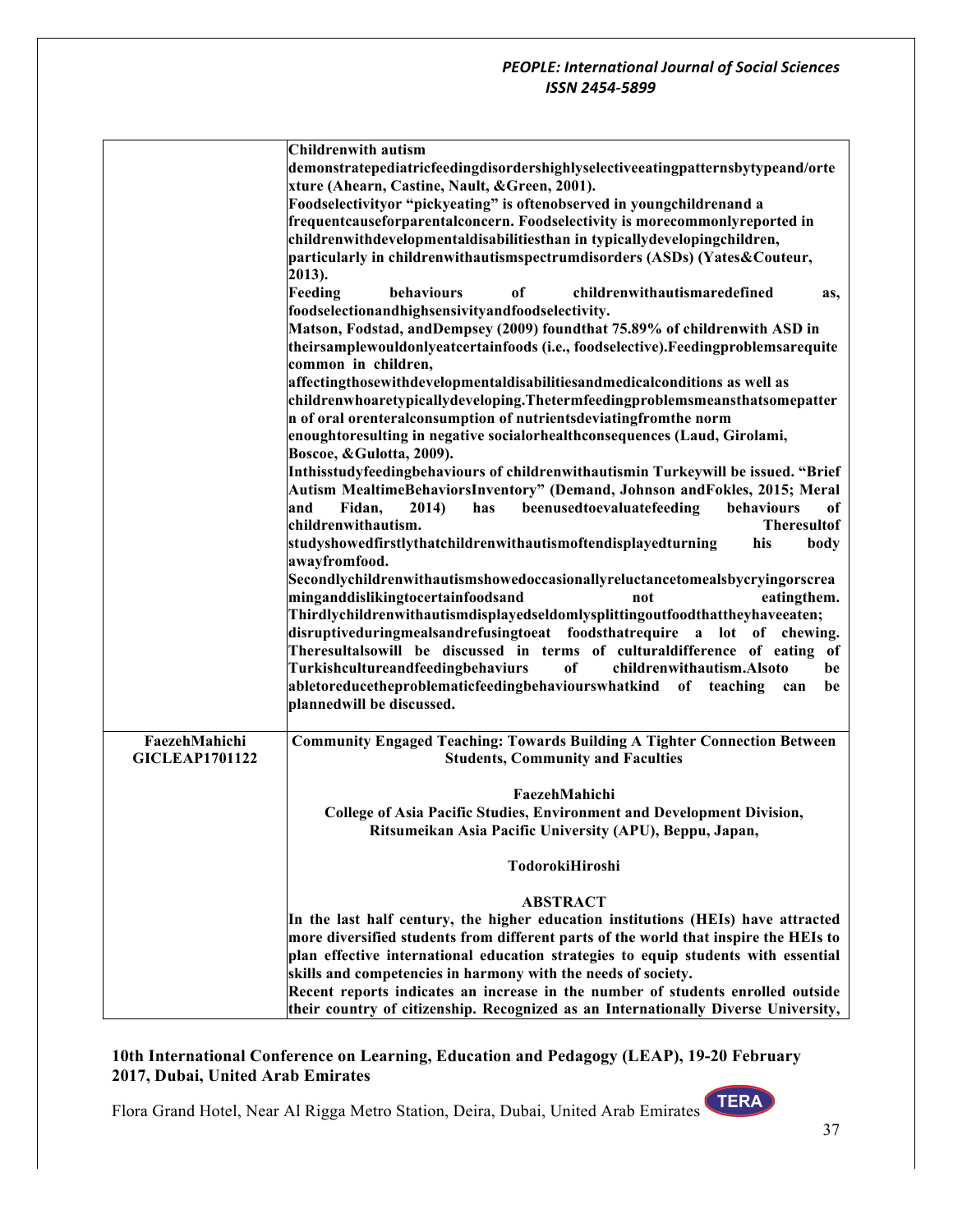| | |
|---|---|
| | **Childrenwith autism demonstratepediatricfeedingdisordershighlyselectiveeatingpatternsbytypeand/ortexture (Ahearn, Castine, Nault, &Green, 2001).**<br>**Foodselectivityor "pickyeating" is oftenobserved in youngchildrenand a frequentcauseforparentalconcern. Foodselectivity is morecommonlyreported in childrenwithdevelopmentaldisabilitiesthan in typicallydevelopingchildren, particularly in childrenwithautismspectrumdisorders (ASDs) (Yates&Couteur, 2013).**<br>**Feeding behaviours of childrenwithautismaredefined as, foodselectionandhighsensivityandfoodselectivity.**<br>**Matson, Fodstad, andDempsey (2009) foundthat 75.89% of childrenwith ASD in theirsamplewouldonlyeatcertainfoods (i.e., foodselective).Feedingproblemsarequite common in children, affectingthosewithdevelopmentaldisabilitiesandmedicalconditions as well as childrenwhoaretypicallydeveloping.Thetermfeedingproblemsmeansthatsomepattern of oral orenteralconsumption of nutrientsdeviatingfromthe norm enoughtoresulting in negative socialorhealthconsequences (Laud, Girolami, Boscoe, &Gulotta, 2009).**<br>**Inthisstudyfeedingbehaviours of childrenwithautismin Turkeywill be issued. "Brief Autism MealtimeBehaviorsInventory" (Demand, Johnson andFokles, 2015; Meral and Fidan, 2014) has beenusedtoevaluatefeeding behaviours of childrenwithautism. Theresultof studyshowedfirstlythatchildrenwithautismoftendisplayedturning his body awayfromfood.**<br>**Secondlychildrenwithautismshowedoccasionallyreluctancetomealsbycryingorscreaminganddislikingtocertainfoodsand not eatingthem. Thirdlychildrenwithautismdisplayedseldomlysplittingoutfoodthattheyhaveeaten; disruptiveduringmealsandrefusingtoeat foodsthatrequire a lot of chewing. Theresultalsowill be discussed in terms of culturaldifference of eating of Turkishcultureandfeedingbehaviurs of childrenwithautism.Alsoto be abletoreducetheproblematicfeedingbehaviourswhatkind of teaching can be plannedwill be discussed.** |
| **FaezehMahichi**<br>**GICLEAP1701122** | **Community Engaged Teaching: Towards Building A Tighter Connection Between Students, Community and Faculties**<br><br>**FaezehMahichi**<br>**College of Asia Pacific Studies, Environment and Development Division, Ritsumeikan Asia Pacific University (APU), Beppu, Japan,**<br><br>**TodorokiHiroshi**<br><br>**ABSTRACT**<br>**In the last half century, the higher education institutions (HEIs) have attracted more diversified students from different parts of the world that inspire the HEIs to plan effective international education strategies to equip students with essential skills and competencies in harmony with the needs of society.**<br>**Recent reports indicates an increase in the number of students enrolled outside their country of citizenship. Recognized as an Internationally Diverse University,** |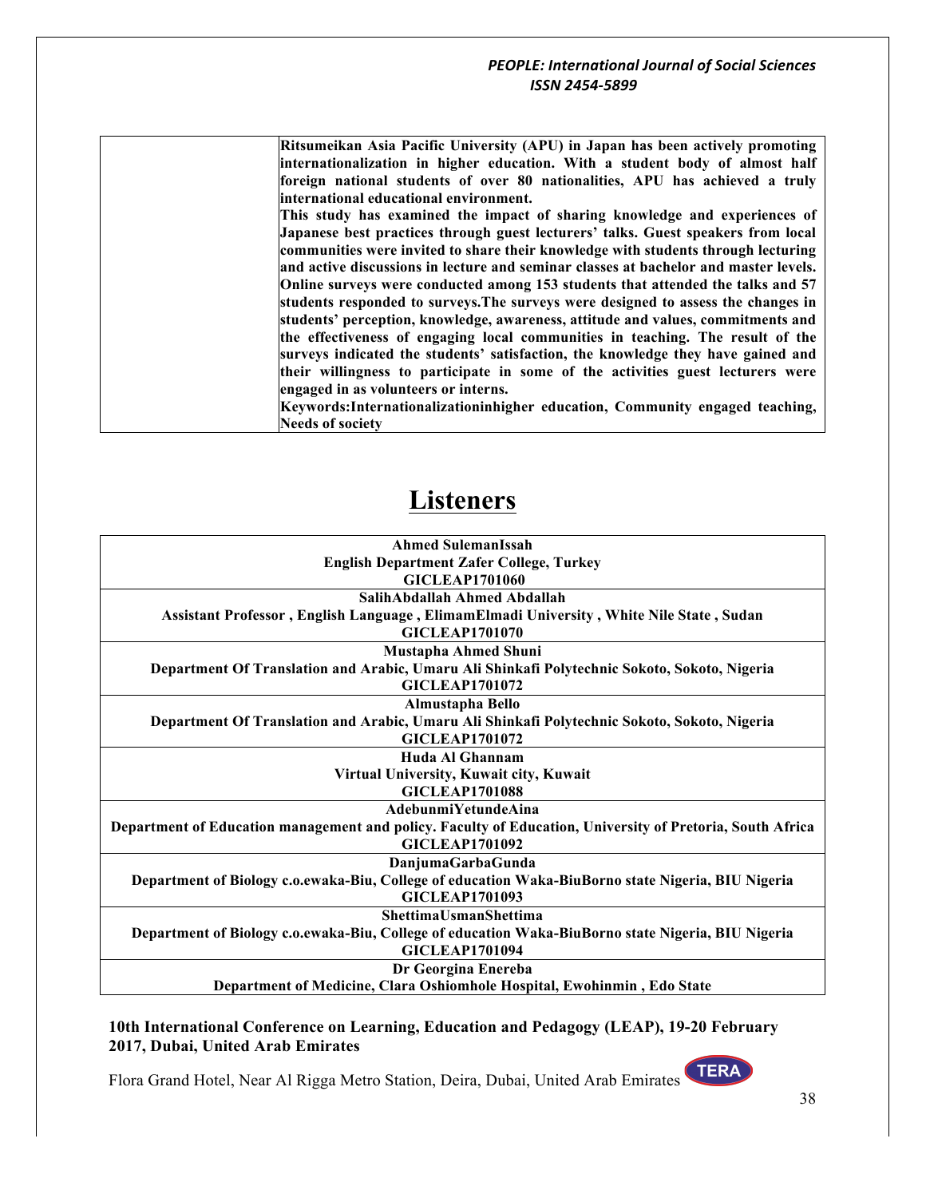| | **Ritsumeikan Asia Pacific University (APU) in Japan has been actively promoting internationalization in higher education. With a student body of almost half foreign national students of over 80 nationalities, APU has achieved a truly international educational environment.** **This study has examined the impact of sharing knowledge and experiences of Japanese best practices through guest lecturers' talks. Guest speakers from local communities were invited to share their knowledge with students through lecturing and active discussions in lecture and seminar classes at bachelor and master levels. Online surveys were conducted among 153 students that attended the talks and 57 students responded to surveys.The surveys were designed to assess the changes in students' perception, knowledge, awareness, attitude and values, commitments and the effectiveness of engaging local communities in teaching. The result of the surveys indicated the students' satisfaction, the knowledge they have gained and their willingness to participate in some of the activities guest lecturers were engaged in as volunteers or interns.** **Keywords:Internationalizationinhigher education, Community engaged teaching, Needs of society** |
|---|---|

# Listeners

| |
|---|
| **Ahmed SulemanIssah**<br>**English Department Zafer College, Turkey**<br>**GICLEAP1701060** |
| **SalihAbdallah Ahmed Abdallah**<br>**Assistant Professor , English Language , ElimamElmadi University , White Nile State , Sudan**<br>**GICLEAP1701070** |
| **Mustapha Ahmed Shuni**<br>**Department Of Translation and Arabic, Umaru Ali Shinkafi Polytechnic Sokoto, Sokoto, Nigeria**<br>**GICLEAP1701072** |
| **Almustapha Bello**<br>**Department Of Translation and Arabic, Umaru Ali Shinkafi Polytechnic Sokoto, Sokoto, Nigeria**<br>**GICLEAP1701072** |
| **Huda Al Ghannam**<br>**Virtual University, Kuwait city, Kuwait**<br>**GICLEAP1701088** |
| **AdebunmiYetundeAina**<br>**Department of Education management and policy. Faculty of Education, University of Pretoria, South Africa**<br>**GICLEAP1701092** |
| **DanjumaGarbaGunda**<br>**Department of Biology c.o.ewaka-Biu, College of education Waka-BiuBorno state Nigeria, BIU Nigeria**<br>**GICLEAP1701093** |
| **ShettimaUsmanShettima**<br>**Department of Biology c.o.ewaka-Biu, College of education Waka-BiuBorno state Nigeria, BIU Nigeria**<br>**GICLEAP1701094** |
| **Dr Georgina Enereba**<br>**Department of Medicine, Clara Oshiomhole Hospital, Ewohinmin , Edo State** |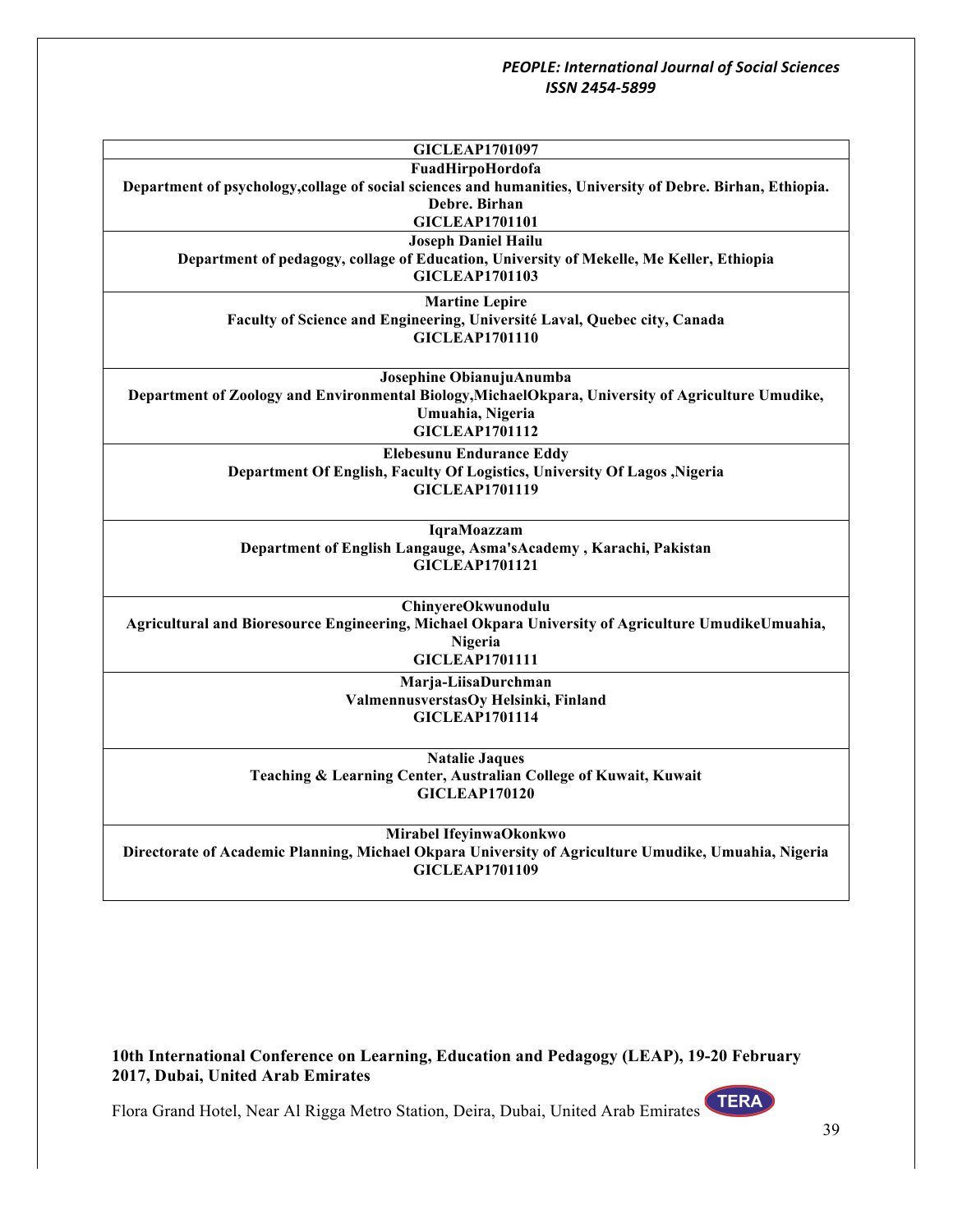**GICLEAP1701097**

**FuadHirpoHordofa**
**Department of psychology,collage of social sciences and humanities, University of Debre. Birhan, Ethiopia. Debre. Birhan**
**GICLEAP1701101**

**Joseph Daniel Hailu**
**Department of pedagogy, collage of Education, University of Mekelle, Me Keller, Ethiopia**
**GICLEAP1701103**

**Martine Lepire**
**Faculty of Science and Engineering, Université Laval, Quebec city, Canada**
**GICLEAP1701110**

**Josephine ObianujuAnumba**
**Department of Zoology and Environmental Biology,MichaelOkpara, University of Agriculture Umudike, Umuahia, Nigeria**
**GICLEAP1701112**

**Elebesunu Endurance Eddy**
**Department Of English, Faculty Of Logistics, University Of Lagos ,Nigeria**
**GICLEAP1701119**

**IqraMoazzam**
**Department of English Langauge, Asma'sAcademy , Karachi, Pakistan**
**GICLEAP1701121**

**ChinyereOkwunodulu**
**Agricultural and Bioresource Engineering, Michael Okpara University of Agriculture UmudikeUmuahia, Nigeria**
**GICLEAP1701111**

**Marja-LiisaDurchman**
**ValmennusverstasOy Helsinki, Finland**
**GICLEAP1701114**

**Natalie Jaques**
**Teaching & Learning Center, Australian College of Kuwait, Kuwait**
**GICLEAP170120**

**Mirabel IfeyinwaOkonkwo**
**Directorate of Academic Planning, Michael Okpara University of Agriculture Umudike, Umuahia, Nigeria**
**GICLEAP1701109**